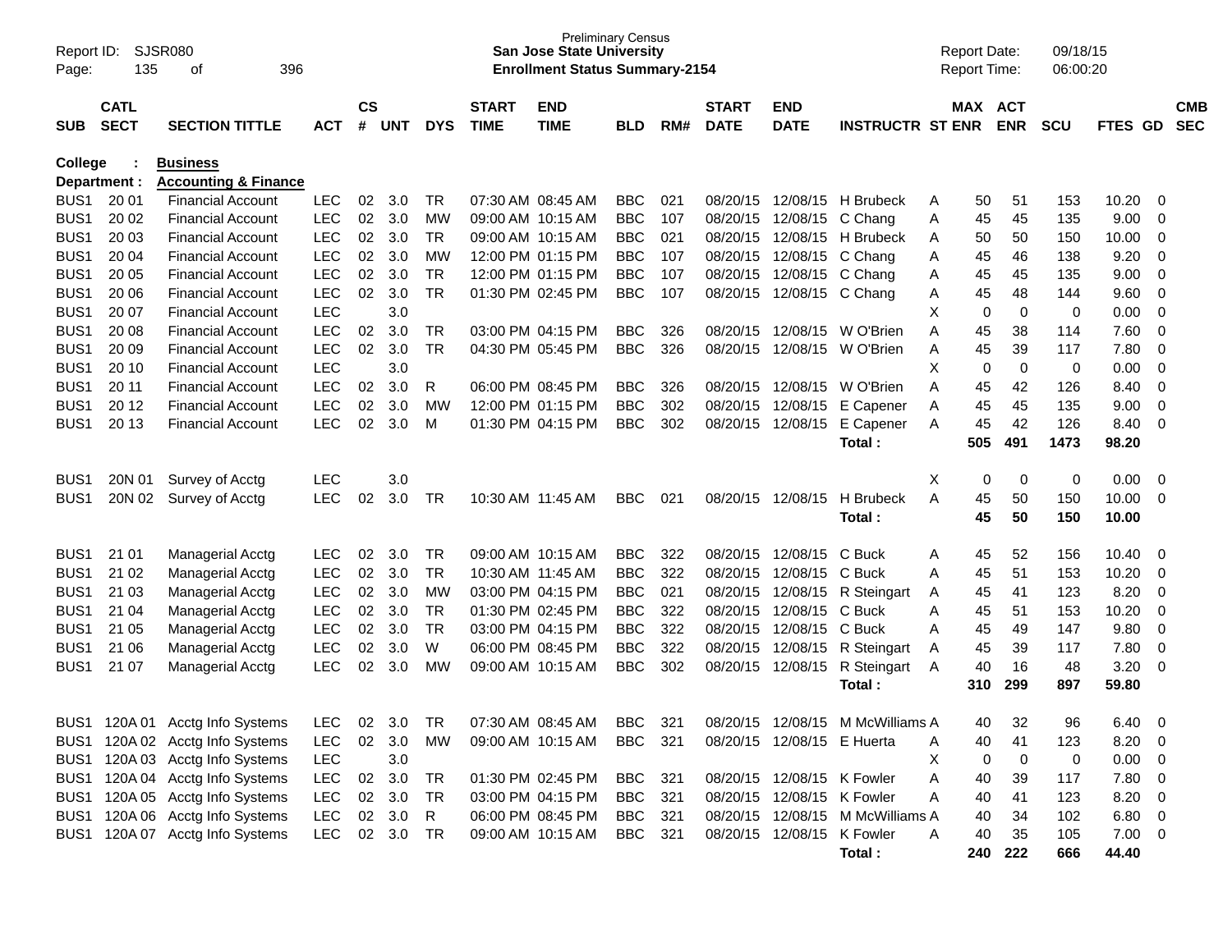Report ID: SJSR080

**Preliminary Census**
**San Jose State University**
**Enrollment Status Summary-2154**

Report Date: 09/18/15
Report Time: 06:00:20

**College : Business**
**Department : Accounting & Finance**

| SUB | CATL SECT | SECTION TITTLE | ACT | CS # | UNT | DYS | START TIME | END TIME | BLD | RM# | START DATE | END DATE | INSTRUCTR | ST | MAX ENR | ACT ENR | SCU | FTES | GD | CMB SEC |
|---|---|---|---|---|---|---|---|---|---|---|---|---|---|---|---|---|---|---|---|---|
| BUS1 | 20 01 | Financial Account | LEC | 02 | 3.0 | TR | 07:30 AM | 08:45 AM | BBC | 021 | 08/20/15 | 12/08/15 | H Brubeck | A | 50 | 51 | 153 | 10.20 | 0 | |
| BUS1 | 20 02 | Financial Account | LEC | 02 | 3.0 | MW | 09:00 AM | 10:15 AM | BBC | 107 | 08/20/15 | 12/08/15 | C Chang | A | 45 | 45 | 135 | 9.00 | 0 | |
| BUS1 | 20 03 | Financial Account | LEC | 02 | 3.0 | TR | 09:00 AM | 10:15 AM | BBC | 021 | 08/20/15 | 12/08/15 | H Brubeck | A | 50 | 50 | 150 | 10.00 | 0 | |
| BUS1 | 20 04 | Financial Account | LEC | 02 | 3.0 | MW | 12:00 PM | 01:15 PM | BBC | 107 | 08/20/15 | 12/08/15 | C Chang | A | 45 | 46 | 138 | 9.20 | 0 | |
| BUS1 | 20 05 | Financial Account | LEC | 02 | 3.0 | TR | 12:00 PM | 01:15 PM | BBC | 107 | 08/20/15 | 12/08/15 | C Chang | A | 45 | 45 | 135 | 9.00 | 0 | |
| BUS1 | 20 06 | Financial Account | LEC | 02 | 3.0 | TR | 01:30 PM | 02:45 PM | BBC | 107 | 08/20/15 | 12/08/15 | C Chang | A | 45 | 48 | 144 | 9.60 | 0 | |
| BUS1 | 20 07 | Financial Account | LEC | | 3.0 | | | | | | | | | X | 0 | 0 | 0 | 0.00 | 0 | |
| BUS1 | 20 08 | Financial Account | LEC | 02 | 3.0 | TR | 03:00 PM | 04:15 PM | BBC | 326 | 08/20/15 | 12/08/15 | W O'Brien | A | 45 | 38 | 114 | 7.60 | 0 | |
| BUS1 | 20 09 | Financial Account | LEC | 02 | 3.0 | TR | 04:30 PM | 05:45 PM | BBC | 326 | 08/20/15 | 12/08/15 | W O'Brien | A | 45 | 39 | 117 | 7.80 | 0 | |
| BUS1 | 20 10 | Financial Account | LEC | | 3.0 | | | | | | | | | X | 0 | 0 | 0 | 0.00 | 0 | |
| BUS1 | 20 11 | Financial Account | LEC | 02 | 3.0 | R | 06:00 PM | 08:45 PM | BBC | 326 | 08/20/15 | 12/08/15 | W O'Brien | A | 45 | 42 | 126 | 8.40 | 0 | |
| BUS1 | 20 12 | Financial Account | LEC | 02 | 3.0 | MW | 12:00 PM | 01:15 PM | BBC | 302 | 08/20/15 | 12/08/15 | E Capener | A | 45 | 45 | 135 | 9.00 | 0 | |
| BUS1 | 20 13 | Financial Account | LEC | 02 | 3.0 | M | 01:30 PM | 04:15 PM | BBC | 302 | 08/20/15 | 12/08/15 | E Capener | A | 45 | 42 | 126 | 8.40 | 0 | |
| | | | | | | | | | | | | | **Total :** | | **505** | **491** | **1473** | **98.20** | | |
| BUS1 | 20N 01 | Survey of Acctg | LEC | | 3.0 | | | | | | | | | X | 0 | 0 | 0 | 0.00 | 0 | |
| BUS1 | 20N 02 | Survey of Acctg | LEC | 02 | 3.0 | TR | 10:30 AM | 11:45 AM | BBC | 021 | 08/20/15 | 12/08/15 | H Brubeck | A | 45 | 50 | 150 | 10.00 | 0 | |
| | | | | | | | | | | | | | **Total :** | | **45** | **50** | **150** | **10.00** | | |
| BUS1 | 21 01 | Managerial Acctg | LEC | 02 | 3.0 | TR | 09:00 AM | 10:15 AM | BBC | 322 | 08/20/15 | 12/08/15 | C Buck | A | 45 | 52 | 156 | 10.40 | 0 | |
| BUS1 | 21 02 | Managerial Acctg | LEC | 02 | 3.0 | TR | 10:30 AM | 11:45 AM | BBC | 322 | 08/20/15 | 12/08/15 | C Buck | A | 45 | 51 | 153 | 10.20 | 0 | |
| BUS1 | 21 03 | Managerial Acctg | LEC | 02 | 3.0 | MW | 03:00 PM | 04:15 PM | BBC | 021 | 08/20/15 | 12/08/15 | R Steingart | A | 45 | 41 | 123 | 8.20 | 0 | |
| BUS1 | 21 04 | Managerial Acctg | LEC | 02 | 3.0 | TR | 01:30 PM | 02:45 PM | BBC | 322 | 08/20/15 | 12/08/15 | C Buck | A | 45 | 51 | 153 | 10.20 | 0 | |
| BUS1 | 21 05 | Managerial Acctg | LEC | 02 | 3.0 | TR | 03:00 PM | 04:15 PM | BBC | 322 | 08/20/15 | 12/08/15 | C Buck | A | 45 | 49 | 147 | 9.80 | 0 | |
| BUS1 | 21 06 | Managerial Acctg | LEC | 02 | 3.0 | W | 06:00 PM | 08:45 PM | BBC | 322 | 08/20/15 | 12/08/15 | R Steingart | A | 45 | 39 | 117 | 7.80 | 0 | |
| BUS1 | 21 07 | Managerial Acctg | LEC | 02 | 3.0 | MW | 09:00 AM | 10:15 AM | BBC | 302 | 08/20/15 | 12/08/15 | R Steingart | A | 40 | 16 | 48 | 3.20 | 0 | |
| | | | | | | | | | | | | | **Total :** | | **310** | **299** | **897** | **59.80** | | |
| BUS1 | 120A 01 | Acctg Info Systems | LEC | 02 | 3.0 | TR | 07:30 AM | 08:45 AM | BBC | 321 | 08/20/15 | 12/08/15 | M McWilliams | A | 40 | 32 | 96 | 6.40 | 0 | |
| BUS1 | 120A 02 | Acctg Info Systems | LEC | 02 | 3.0 | MW | 09:00 AM | 10:15 AM | BBC | 321 | 08/20/15 | 12/08/15 | E Huerta | A | 40 | 41 | 123 | 8.20 | 0 | |
| BUS1 | 120A 03 | Acctg Info Systems | LEC | | 3.0 | | | | | | | | | X | 0 | 0 | 0 | 0.00 | 0 | |
| BUS1 | 120A 04 | Acctg Info Systems | LEC | 02 | 3.0 | TR | 01:30 PM | 02:45 PM | BBC | 321 | 08/20/15 | 12/08/15 | K Fowler | A | 40 | 39 | 117 | 7.80 | 0 | |
| BUS1 | 120A 05 | Acctg Info Systems | LEC | 02 | 3.0 | TR | 03:00 PM | 04:15 PM | BBC | 321 | 08/20/15 | 12/08/15 | K Fowler | A | 40 | 41 | 123 | 8.20 | 0 | |
| BUS1 | 120A 06 | Acctg Info Systems | LEC | 02 | 3.0 | R | 06:00 PM | 08:45 PM | BBC | 321 | 08/20/15 | 12/08/15 | M McWilliams | A | 40 | 34 | 102 | 6.80 | 0 | |
| BUS1 | 120A 07 | Acctg Info Systems | LEC | 02 | 3.0 | TR | 09:00 AM | 10:15 AM | BBC | 321 | 08/20/15 | 12/08/15 | K Fowler | A | 40 | 35 | 105 | 7.00 | 0 | |
| | | | | | | | | | | | | | **Total :** | | **240** | **222** | **666** | **44.40** | | |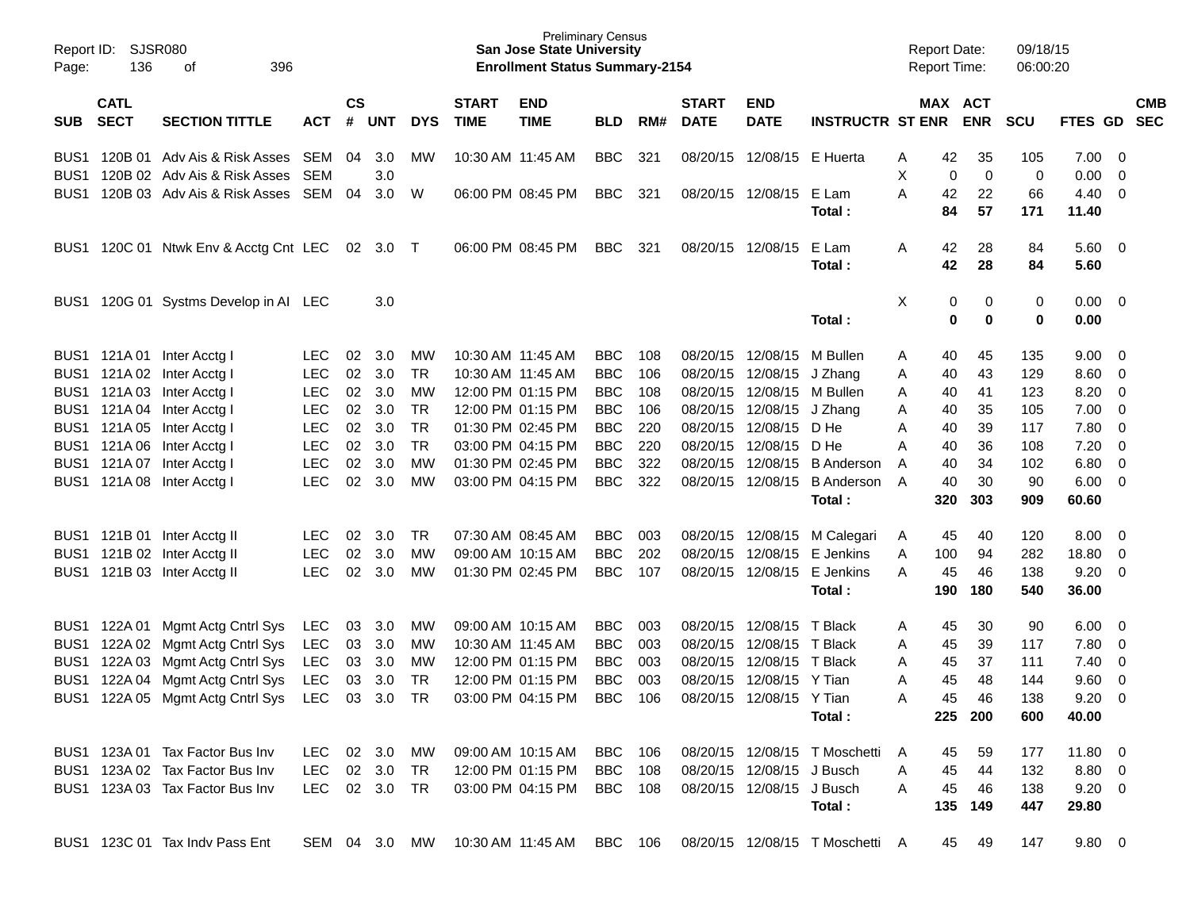Preliminary Census
**San Jose State University**
**Enrollment Status Summary-2154**

Report ID: SJSR080
Report Date: 09/18/15
Report Time: 06:00:20

| SUB | CATL SECT | SECTION TITTLE | ACT | CS # | UNT | DYS | START TIME | END TIME | BLD | RM# | START DATE | END DATE | INSTRUCTR | ST | MAX ENR | ACT ENR | SCU | FTES | GD | CMB SEC |
|---|---|---|---|---|---|---|---|---|---|---|---|---|---|---|---|---|---|---|---|---|
| BUS1 | 120B 01 | Adv Ais & Risk Asses | SEM | 04 | 3.0 | MW | 10:30 AM | 11:45 AM | BBC | 321 | 08/20/15 | 12/08/15 | E Huerta | A | 42 | 35 | 105 | 7.00 | 0 | |
| BUS1 | 120B 02 | Adv Ais & Risk Asses | SEM | | 3.0 | | | | | | | | | X | 0 | 0 | 0 | 0.00 | 0 | |
| BUS1 | 120B 03 | Adv Ais & Risk Asses | SEM | 04 | 3.0 | W | 06:00 PM | 08:45 PM | BBC | 321 | 08/20/15 | 12/08/15 | E Lam | A | 42 | 22 | 66 | 4.40 | 0 | |
| | | | | | | | | | | | | | **Total :** | | **84** | **57** | **171** | **11.40** | | |
| BUS1 | 120C 01 | Ntwk Env & Acctg Cnt | LEC | 02 | 3.0 | T | 06:00 PM | 08:45 PM | BBC | 321 | 08/20/15 | 12/08/15 | E Lam | A | 42 | 28 | 84 | 5.60 | 0 | |
| | | | | | | | | | | | | | **Total :** | | **42** | **28** | **84** | **5.60** | | |
| BUS1 | 120G 01 | Systms Develop in AI | LEC | | 3.0 | | | | | | | | | X | 0 | 0 | 0 | 0.00 | 0 | |
| | | | | | | | | | | | | | **Total :** | | **0** | **0** | **0** | **0.00** | | |
| BUS1 | 121A 01 | Inter Acctg I | LEC | 02 | 3.0 | MW | 10:30 AM | 11:45 AM | BBC | 108 | 08/20/15 | 12/08/15 | M Bullen | A | 40 | 45 | 135 | 9.00 | 0 | |
| BUS1 | 121A 02 | Inter Acctg I | LEC | 02 | 3.0 | TR | 10:30 AM | 11:45 AM | BBC | 106 | 08/20/15 | 12/08/15 | J Zhang | A | 40 | 43 | 129 | 8.60 | 0 | |
| BUS1 | 121A 03 | Inter Acctg I | LEC | 02 | 3.0 | MW | 12:00 PM | 01:15 PM | BBC | 108 | 08/20/15 | 12/08/15 | M Bullen | A | 40 | 41 | 123 | 8.20 | 0 | |
| BUS1 | 121A 04 | Inter Acctg I | LEC | 02 | 3.0 | TR | 12:00 PM | 01:15 PM | BBC | 106 | 08/20/15 | 12/08/15 | J Zhang | A | 40 | 35 | 105 | 7.00 | 0 | |
| BUS1 | 121A 05 | Inter Acctg I | LEC | 02 | 3.0 | TR | 01:30 PM | 02:45 PM | BBC | 220 | 08/20/15 | 12/08/15 | D He | A | 40 | 39 | 117 | 7.80 | 0 | |
| BUS1 | 121A 06 | Inter Acctg I | LEC | 02 | 3.0 | TR | 03:00 PM | 04:15 PM | BBC | 220 | 08/20/15 | 12/08/15 | D He | A | 40 | 36 | 108 | 7.20 | 0 | |
| BUS1 | 121A 07 | Inter Acctg I | LEC | 02 | 3.0 | MW | 01:30 PM | 02:45 PM | BBC | 322 | 08/20/15 | 12/08/15 | B Anderson | A | 40 | 34 | 102 | 6.80 | 0 | |
| BUS1 | 121A 08 | Inter Acctg I | LEC | 02 | 3.0 | MW | 03:00 PM | 04:15 PM | BBC | 322 | 08/20/15 | 12/08/15 | B Anderson | A | 40 | 30 | 90 | 6.00 | 0 | |
| | | | | | | | | | | | | | **Total :** | | **320** | **303** | **909** | **60.60** | | |
| BUS1 | 121B 01 | Inter Acctg II | LEC | 02 | 3.0 | TR | 07:30 AM | 08:45 AM | BBC | 003 | 08/20/15 | 12/08/15 | M Calegari | A | 45 | 40 | 120 | 8.00 | 0 | |
| BUS1 | 121B 02 | Inter Acctg II | LEC | 02 | 3.0 | MW | 09:00 AM | 10:15 AM | BBC | 202 | 08/20/15 | 12/08/15 | E Jenkins | A | 100 | 94 | 282 | 18.80 | 0 | |
| BUS1 | 121B 03 | Inter Acctg II | LEC | 02 | 3.0 | MW | 01:30 PM | 02:45 PM | BBC | 107 | 08/20/15 | 12/08/15 | E Jenkins | A | 45 | 46 | 138 | 9.20 | 0 | |
| | | | | | | | | | | | | | **Total :** | | **190** | **180** | **540** | **36.00** | | |
| BUS1 | 122A 01 | Mgmt Actg Cntrl Sys | LEC | 03 | 3.0 | MW | 09:00 AM | 10:15 AM | BBC | 003 | 08/20/15 | 12/08/15 | T Black | A | 45 | 30 | 90 | 6.00 | 0 | |
| BUS1 | 122A 02 | Mgmt Actg Cntrl Sys | LEC | 03 | 3.0 | MW | 10:30 AM | 11:45 AM | BBC | 003 | 08/20/15 | 12/08/15 | T Black | A | 45 | 39 | 117 | 7.80 | 0 | |
| BUS1 | 122A 03 | Mgmt Actg Cntrl Sys | LEC | 03 | 3.0 | MW | 12:00 PM | 01:15 PM | BBC | 003 | 08/20/15 | 12/08/15 | T Black | A | 45 | 37 | 111 | 7.40 | 0 | |
| BUS1 | 122A 04 | Mgmt Actg Cntrl Sys | LEC | 03 | 3.0 | TR | 12:00 PM | 01:15 PM | BBC | 003 | 08/20/15 | 12/08/15 | Y Tian | A | 45 | 48 | 144 | 9.60 | 0 | |
| BUS1 | 122A 05 | Mgmt Actg Cntrl Sys | LEC | 03 | 3.0 | TR | 03:00 PM | 04:15 PM | BBC | 106 | 08/20/15 | 12/08/15 | Y Tian | A | 45 | 46 | 138 | 9.20 | 0 | |
| | | | | | | | | | | | | | **Total :** | | **225** | **200** | **600** | **40.00** | | |
| BUS1 | 123A 01 | Tax Factor Bus Inv | LEC | 02 | 3.0 | MW | 09:00 AM | 10:15 AM | BBC | 106 | 08/20/15 | 12/08/15 | T Moschetti | A | 45 | 59 | 177 | 11.80 | 0 | |
| BUS1 | 123A 02 | Tax Factor Bus Inv | LEC | 02 | 3.0 | TR | 12:00 PM | 01:15 PM | BBC | 108 | 08/20/15 | 12/08/15 | J Busch | A | 45 | 44 | 132 | 8.80 | 0 | |
| BUS1 | 123A 03 | Tax Factor Bus Inv | LEC | 02 | 3.0 | TR | 03:00 PM | 04:15 PM | BBC | 108 | 08/20/15 | 12/08/15 | J Busch | A | 45 | 46 | 138 | 9.20 | 0 | |
| | | | | | | | | | | | | | **Total :** | | **135** | **149** | **447** | **29.80** | | |
| BUS1 | 123C 01 | Tax Indv Pass Ent | SEM | 04 | 3.0 | MW | 10:30 AM | 11:45 AM | BBC | 106 | 08/20/15 | 12/08/15 | T Moschetti | A | 45 | 49 | 147 | 9.80 | 0 | |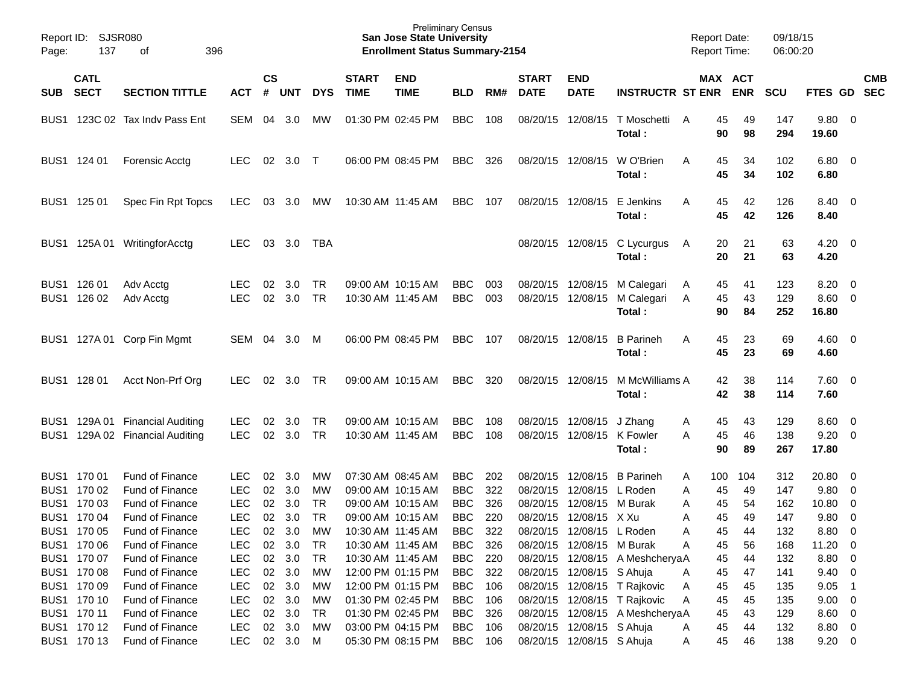Preliminary Census
**San Jose State University**
**Enrollment Status Summary-2154**

Report ID: SJSR080
Report Date: 09/18/15
Report Time: 06:00:20

| SUB | CATL SECT | SECTION TITTLE | ACT | CS # | UNT | DYS | START TIME | END TIME | BLD | RM# | START DATE | END DATE | INSTRUCTR | ST | MAX ENR | ACT ENR | SCU | FTES | GD | CMB SEC |
|---|---|---|---|---|---|---|---|---|---|---|---|---|---|---|---|---|---|---|---|---|
| BUS1 | 123C 02 | Tax Indv Pass Ent | SEM | 04 | 3.0 | MW | 01:30 PM | 02:45 PM | BBC | 108 | 08/20/15 | 12/08/15 | T Moschetti | A | 45 | 49 | 147 | 9.80 | 0 | |
| | | | | | | | | | | | | | **Total :** | | **90** | **98** | **294** | **19.60** | | |
| BUS1 | 124 01 | Forensic Acctg | LEC | 02 | 3.0 | T | 06:00 PM | 08:45 PM | BBC | 326 | 08/20/15 | 12/08/15 | W O'Brien | A | 45 | 34 | 102 | 6.80 | 0 | |
| | | | | | | | | | | | | | **Total :** | | **45** | **34** | **102** | **6.80** | | |
| BUS1 | 125 01 | Spec Fin Rpt Topcs | LEC | 03 | 3.0 | MW | 10:30 AM | 11:45 AM | BBC | 107 | 08/20/15 | 12/08/15 | E Jenkins | A | 45 | 42 | 126 | 8.40 | 0 | |
| | | | | | | | | | | | | | **Total :** | | **45** | **42** | **126** | **8.40** | | |
| BUS1 | 125A 01 | WritingforAcctg | LEC | 03 | 3.0 | TBA | | | | | 08/20/15 | 12/08/15 | C Lycurgus | A | 20 | 21 | 63 | 4.20 | 0 | |
| | | | | | | | | | | | | | **Total :** | | **20** | **21** | **63** | **4.20** | | |
| BUS1 | 126 01 | Adv Acctg | LEC | 02 | 3.0 | TR | 09:00 AM | 10:15 AM | BBC | 003 | 08/20/15 | 12/08/15 | M Calegari | A | 45 | 41 | 123 | 8.20 | 0 | |
| BUS1 | 126 02 | Adv Acctg | LEC | 02 | 3.0 | TR | 10:30 AM | 11:45 AM | BBC | 003 | 08/20/15 | 12/08/15 | M Calegari | A | 45 | 43 | 129 | 8.60 | 0 | |
| | | | | | | | | | | | | | **Total :** | | **90** | **84** | **252** | **16.80** | | |
| BUS1 | 127A 01 | Corp Fin Mgmt | SEM | 04 | 3.0 | M | 06:00 PM | 08:45 PM | BBC | 107 | 08/20/15 | 12/08/15 | B Parineh | A | 45 | 23 | 69 | 4.60 | 0 | |
| | | | | | | | | | | | | | **Total :** | | **45** | **23** | **69** | **4.60** | | |
| BUS1 | 128 01 | Acct Non-Prf Org | LEC | 02 | 3.0 | TR | 09:00 AM | 10:15 AM | BBC | 320 | 08/20/15 | 12/08/15 | M McWilliams | A | 42 | 38 | 114 | 7.60 | 0 | |
| | | | | | | | | | | | | | **Total :** | | **42** | **38** | **114** | **7.60** | | |
| BUS1 | 129A 01 | Financial Auditing | LEC | 02 | 3.0 | TR | 09:00 AM | 10:15 AM | BBC | 108 | 08/20/15 | 12/08/15 | J Zhang | A | 45 | 43 | 129 | 8.60 | 0 | |
| BUS1 | 129A 02 | Financial Auditing | LEC | 02 | 3.0 | TR | 10:30 AM | 11:45 AM | BBC | 108 | 08/20/15 | 12/08/15 | K Fowler | A | 45 | 46 | 138 | 9.20 | 0 | |
| | | | | | | | | | | | | | **Total :** | | **90** | **89** | **267** | **17.80** | | |
| BUS1 | 170 01 | Fund of Finance | LEC | 02 | 3.0 | MW | 07:30 AM | 08:45 AM | BBC | 202 | 08/20/15 | 12/08/15 | B Parineh | A | 100 | 104 | 312 | 20.80 | 0 | |
| BUS1 | 170 02 | Fund of Finance | LEC | 02 | 3.0 | MW | 09:00 AM | 10:15 AM | BBC | 322 | 08/20/15 | 12/08/15 | L Roden | A | 45 | 49 | 147 | 9.80 | 0 | |
| BUS1 | 170 03 | Fund of Finance | LEC | 02 | 3.0 | TR | 09:00 AM | 10:15 AM | BBC | 326 | 08/20/15 | 12/08/15 | M Burak | A | 45 | 54 | 162 | 10.80 | 0 | |
| BUS1 | 170 04 | Fund of Finance | LEC | 02 | 3.0 | TR | 09:00 AM | 10:15 AM | BBC | 220 | 08/20/15 | 12/08/15 | X Xu | A | 45 | 49 | 147 | 9.80 | 0 | |
| BUS1 | 170 05 | Fund of Finance | LEC | 02 | 3.0 | MW | 10:30 AM | 11:45 AM | BBC | 322 | 08/20/15 | 12/08/15 | L Roden | A | 45 | 44 | 132 | 8.80 | 0 | |
| BUS1 | 170 06 | Fund of Finance | LEC | 02 | 3.0 | TR | 10:30 AM | 11:45 AM | BBC | 326 | 08/20/15 | 12/08/15 | M Burak | A | 45 | 56 | 168 | 11.20 | 0 | |
| BUS1 | 170 07 | Fund of Finance | LEC | 02 | 3.0 | TR | 10:30 AM | 11:45 AM | BBC | 220 | 08/20/15 | 12/08/15 | A Meshcherya | A | 45 | 44 | 132 | 8.80 | 0 | |
| BUS1 | 170 08 | Fund of Finance | LEC | 02 | 3.0 | MW | 12:00 PM | 01:15 PM | BBC | 322 | 08/20/15 | 12/08/15 | S Ahuja | A | 45 | 47 | 141 | 9.40 | 0 | |
| BUS1 | 170 09 | Fund of Finance | LEC | 02 | 3.0 | MW | 12:00 PM | 01:15 PM | BBC | 106 | 08/20/15 | 12/08/15 | T Rajkovic | A | 45 | 45 | 135 | 9.05 | 1 | |
| BUS1 | 170 10 | Fund of Finance | LEC | 02 | 3.0 | MW | 01:30 PM | 02:45 PM | BBC | 106 | 08/20/15 | 12/08/15 | T Rajkovic | A | 45 | 45 | 135 | 9.00 | 0 | |
| BUS1 | 170 11 | Fund of Finance | LEC | 02 | 3.0 | TR | 01:30 PM | 02:45 PM | BBC | 326 | 08/20/15 | 12/08/15 | A Meshcherya | A | 45 | 43 | 129 | 8.60 | 0 | |
| BUS1 | 170 12 | Fund of Finance | LEC | 02 | 3.0 | MW | 03:00 PM | 04:15 PM | BBC | 106 | 08/20/15 | 12/08/15 | S Ahuja | A | 45 | 44 | 132 | 8.80 | 0 | |
| BUS1 | 170 13 | Fund of Finance | LEC | 02 | 3.0 | M | 05:30 PM | 08:15 PM | BBC | 106 | 08/20/15 | 12/08/15 | S Ahuja | A | 45 | 46 | 138 | 9.20 | 0 | |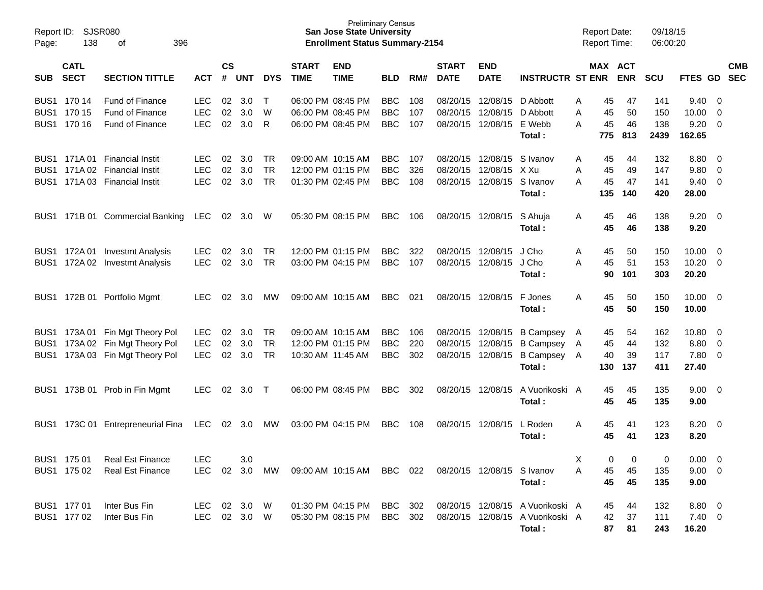Preliminary Census
**San Jose State University**
**Enrollment Status Summary-2154**

Report ID: SJSR080
Report Date: 09/18/15
Report Time: 06:00:20

| SUB | CATL SECT | SECTION TITTLE | ACT | CS # | UNT | DYS | START TIME | END TIME | BLD | RM# | START DATE | END DATE | INSTRUCTR | ST | MAX ENR | ACT ENR | SCU | FTES | GD | CMB SEC |
|---|---|---|---|---|---|---|---|---|---|---|---|---|---|---|---|---|---|---|---|---|
| BUS1 | 170 14 | Fund of Finance | LEC | 02 | 3.0 | T | 06:00 PM | 08:45 PM | BBC | 108 | 08/20/15 | 12/08/15 | D Abbott | A | 45 | 47 | 141 | 9.40 | 0 | |
| BUS1 | 170 15 | Fund of Finance | LEC | 02 | 3.0 | W | 06:00 PM | 08:45 PM | BBC | 107 | 08/20/15 | 12/08/15 | D Abbott | A | 45 | 50 | 150 | 10.00 | 0 | |
| BUS1 | 170 16 | Fund of Finance | LEC | 02 | 3.0 | R | 06:00 PM | 08:45 PM | BBC | 107 | 08/20/15 | 12/08/15 | E Webb | A | 45 | 46 | 138 | 9.20 | 0 | |
| | | | | | | | | | | | | | **Total :** | | **775** | **813** | **2439** | **162.65** | | |
| BUS1 | 171A 01 | Financial Instit | LEC | 02 | 3.0 | TR | 09:00 AM | 10:15 AM | BBC | 107 | 08/20/15 | 12/08/15 | S Ivanov | A | 45 | 44 | 132 | 8.80 | 0 | |
| BUS1 | 171A 02 | Financial Instit | LEC | 02 | 3.0 | TR | 12:00 PM | 01:15 PM | BBC | 326 | 08/20/15 | 12/08/15 | X Xu | A | 45 | 49 | 147 | 9.80 | 0 | |
| BUS1 | 171A 03 | Financial Instit | LEC | 02 | 3.0 | TR | 01:30 PM | 02:45 PM | BBC | 108 | 08/20/15 | 12/08/15 | S Ivanov | A | 45 | 47 | 141 | 9.40 | 0 | |
| | | | | | | | | | | | | | **Total :** | | **135** | **140** | **420** | **28.00** | | |
| BUS1 | 171B 01 | Commercial Banking | LEC | 02 | 3.0 | W | 05:30 PM | 08:15 PM | BBC | 106 | 08/20/15 | 12/08/15 | S Ahuja | A | 45 | 46 | 138 | 9.20 | 0 | |
| | | | | | | | | | | | | | **Total :** | | **45** | **46** | **138** | **9.20** | | |
| BUS1 | 172A 01 | Investmt Analysis | LEC | 02 | 3.0 | TR | 12:00 PM | 01:15 PM | BBC | 322 | 08/20/15 | 12/08/15 | J Cho | A | 45 | 50 | 150 | 10.00 | 0 | |
| BUS1 | 172A 02 | Investmt Analysis | LEC | 02 | 3.0 | TR | 03:00 PM | 04:15 PM | BBC | 107 | 08/20/15 | 12/08/15 | J Cho | A | 45 | 51 | 153 | 10.20 | 0 | |
| | | | | | | | | | | | | | **Total :** | | **90** | **101** | **303** | **20.20** | | |
| BUS1 | 172B 01 | Portfolio Mgmt | LEC | 02 | 3.0 | MW | 09:00 AM | 10:15 AM | BBC | 021 | 08/20/15 | 12/08/15 | F Jones | A | 45 | 50 | 150 | 10.00 | 0 | |
| | | | | | | | | | | | | | **Total :** | | **45** | **50** | **150** | **10.00** | | |
| BUS1 | 173A 01 | Fin Mgt Theory Pol | LEC | 02 | 3.0 | TR | 09:00 AM | 10:15 AM | BBC | 106 | 08/20/15 | 12/08/15 | B Campsey | A | 45 | 54 | 162 | 10.80 | 0 | |
| BUS1 | 173A 02 | Fin Mgt Theory Pol | LEC | 02 | 3.0 | TR | 12:00 PM | 01:15 PM | BBC | 220 | 08/20/15 | 12/08/15 | B Campsey | A | 45 | 44 | 132 | 8.80 | 0 | |
| BUS1 | 173A 03 | Fin Mgt Theory Pol | LEC | 02 | 3.0 | TR | 10:30 AM | 11:45 AM | BBC | 302 | 08/20/15 | 12/08/15 | B Campsey | A | 40 | 39 | 117 | 7.80 | 0 | |
| | | | | | | | | | | | | | **Total :** | | **130** | **137** | **411** | **27.40** | | |
| BUS1 | 173B 01 | Prob in Fin Mgmt | LEC | 02 | 3.0 | T | 06:00 PM | 08:45 PM | BBC | 302 | 08/20/15 | 12/08/15 | A Vuorikoski | A | 45 | 45 | 135 | 9.00 | 0 | |
| | | | | | | | | | | | | | **Total :** | | **45** | **45** | **135** | **9.00** | | |
| BUS1 | 173C 01 | Entrepreneurial Fina | LEC | 02 | 3.0 | MW | 03:00 PM | 04:15 PM | BBC | 108 | 08/20/15 | 12/08/15 | L Roden | A | 45 | 41 | 123 | 8.20 | 0 | |
| | | | | | | | | | | | | | **Total :** | | **45** | **41** | **123** | **8.20** | | |
| BUS1 | 175 01 | Real Est Finance | LEC | | 3.0 | | | | | | | | | X | 0 | 0 | 0 | 0.00 | 0 | |
| BUS1 | 175 02 | Real Est Finance | LEC | 02 | 3.0 | MW | 09:00 AM | 10:15 AM | BBC | 022 | 08/20/15 | 12/08/15 | S Ivanov | A | 45 | 45 | 135 | 9.00 | 0 | |
| | | | | | | | | | | | | | **Total :** | | **45** | **45** | **135** | **9.00** | | |
| BUS1 | 177 01 | Inter Bus Fin | LEC | 02 | 3.0 | W | 01:30 PM | 04:15 PM | BBC | 302 | 08/20/15 | 12/08/15 | A Vuorikoski | A | 45 | 44 | 132 | 8.80 | 0 | |
| BUS1 | 177 02 | Inter Bus Fin | LEC | 02 | 3.0 | W | 05:30 PM | 08:15 PM | BBC | 302 | 08/20/15 | 12/08/15 | A Vuorikoski | A | 42 | 37 | 111 | 7.40 | 0 | |
| | | | | | | | | | | | | | **Total :** | | **87** | **81** | **243** | **16.20** | | |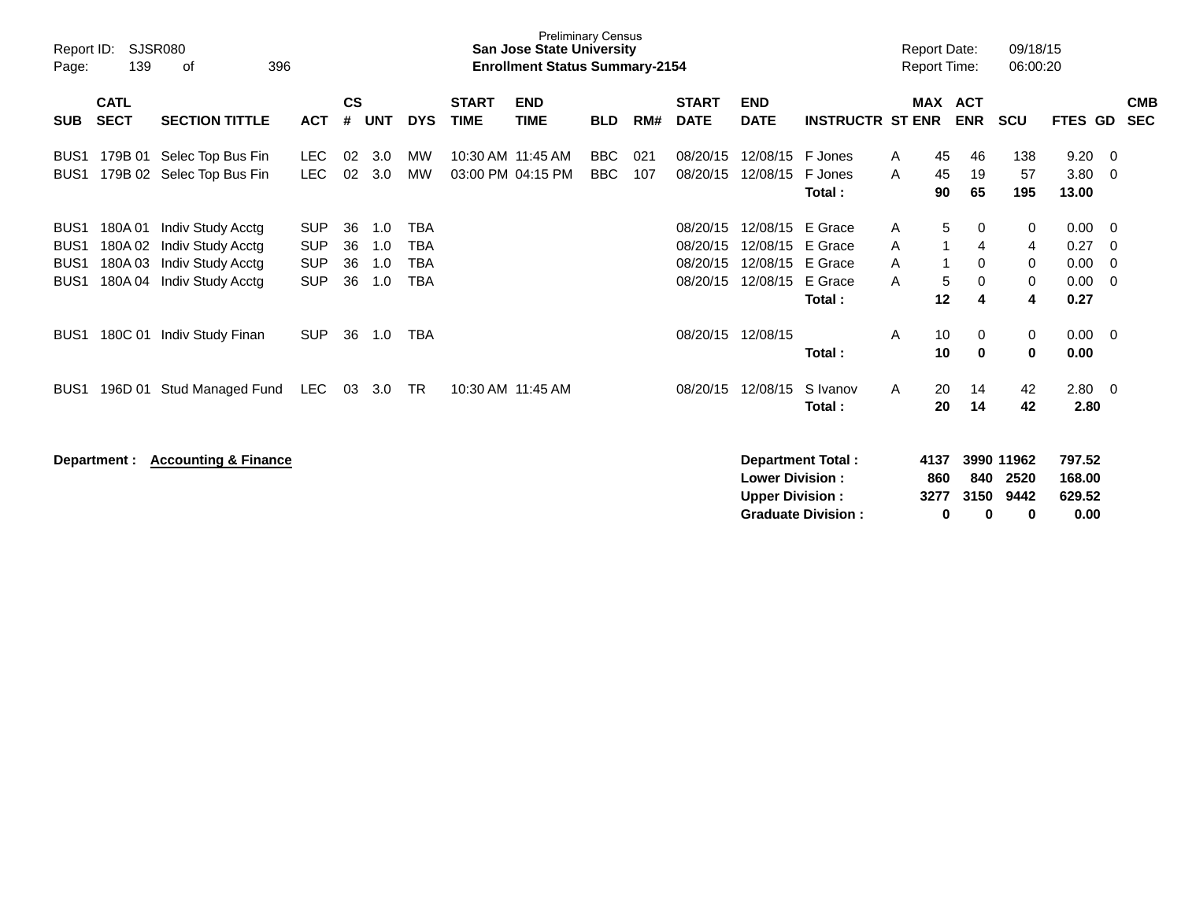Preliminary Census
**San Jose State University**
**Enrollment Status Summary-2154**

Report ID: SJSR080
Report Date: 09/18/15
Report Time: 06:00:20

| SUB | CATL SECT | SECTION TITTLE | ACT | CS # | UNT | DYS | START TIME | END TIME | BLD | RM# | START DATE | END DATE | INSTRUCTR | ST | MAX ENR | ACT ENR | SCU | FTES | GD | CMB SEC |
|---|---|---|---|---|---|---|---|---|---|---|---|---|---|---|---|---|---|---|---|---|
| BUS1 | 179B 01 | Selec Top Bus Fin | LEC | 02 | 3.0 | MW | 10:30 AM | 11:45 AM | BBC | 021 | 08/20/15 | 12/08/15 | F Jones | A | 45 | 46 | 138 | 9.20 | 0 | |
| BUS1 | 179B 02 | Selec Top Bus Fin | LEC | 02 | 3.0 | MW | 03:00 PM | 04:15 PM | BBC | 107 | 08/20/15 | 12/08/15 | F Jones | A | 45 | 19 | 57 | 3.80 | 0 | |
| | | | | | | | | | | | | | **Total :** | | **90** | **65** | **195** | **13.00** | | |
| BUS1 | 180A 01 | Indiv Study Acctg | SUP | 36 | 1.0 | TBA | | | | | 08/20/15 | 12/08/15 | E Grace | A | 5 | 0 | 0 | 0.00 | 0 | |
| BUS1 | 180A 02 | Indiv Study Acctg | SUP | 36 | 1.0 | TBA | | | | | 08/20/15 | 12/08/15 | E Grace | A | 1 | 4 | 4 | 0.27 | 0 | |
| BUS1 | 180A 03 | Indiv Study Acctg | SUP | 36 | 1.0 | TBA | | | | | 08/20/15 | 12/08/15 | E Grace | A | 1 | 0 | 0 | 0.00 | 0 | |
| BUS1 | 180A 04 | Indiv Study Acctg | SUP | 36 | 1.0 | TBA | | | | | 08/20/15 | 12/08/15 | E Grace | A | 5 | 0 | 0 | 0.00 | 0 | |
| | | | | | | | | | | | | | **Total :** | | **12** | **4** | **4** | **0.27** | | |
| BUS1 | 180C 01 | Indiv Study Finan | SUP | 36 | 1.0 | TBA | | | | | 08/20/15 | 12/08/15 | | A | 10 | 0 | 0 | 0.00 | 0 | |
| | | | | | | | | | | | | | **Total :** | | **10** | **0** | **0** | **0.00** | | |
| BUS1 | 196D 01 | Stud Managed Fund | LEC | 03 | 3.0 | TR | 10:30 AM | 11:45 AM | | | 08/20/15 | 12/08/15 | S Ivanov | A | 20 | 14 | 42 | 2.80 | 0 | |
| | | | | | | | | | | | | | **Total :** | | **20** | **14** | **42** | **2.80** | | |

**Department :** **Accounting & Finance**

| | MAX ENR | ACT ENR | SCU | FTES |
|---|---|---|---|---|
| **Department Total :** | **4137** | **3990** | **11962** | **797.52** |
| **Lower Division :** | **860** | **840** | **2520** | **168.00** |
| **Upper Division :** | **3277** | **3150** | **9442** | **629.52** |
| **Graduate Division :** | **0** | **0** | **0** | **0.00** |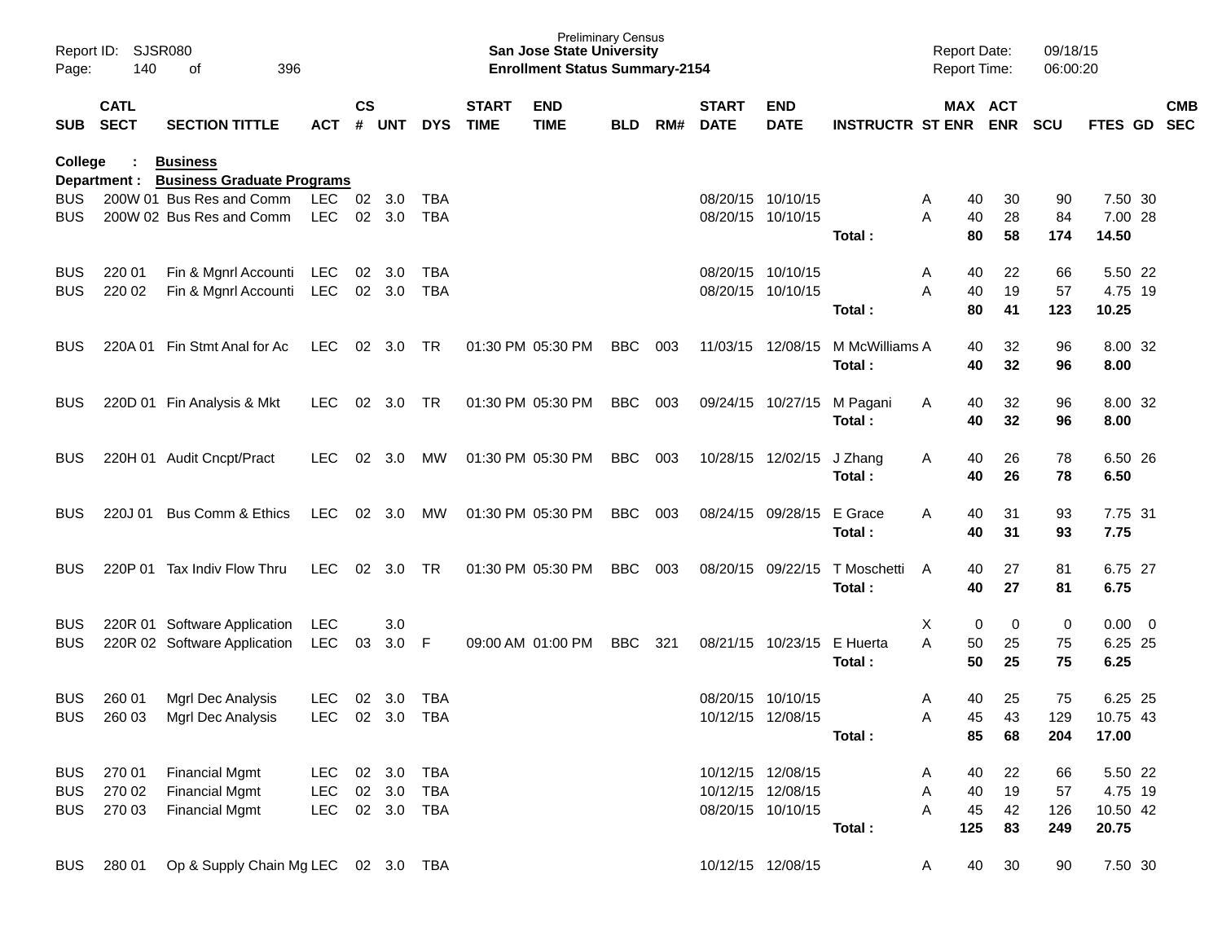Preliminary Census
**San Jose State University**
**Enrollment Status Summary-2154**

Report ID: SJSR080
Report Date: 09/18/15
Report Time: 06:00:20

**College : Business**
**Department : Business Graduate Programs**

| SUB | CATL SECT | SECTION TITTLE | ACT | CS # | UNT | DYS | START TIME | END TIME | BLD | RM# | START DATE | END DATE | INSTRUCTR | ST | MAX ENR | ACT ENR | SCU | FTES | GD | CMB SEC |
|---|---|---|---|---|---|---|---|---|---|---|---|---|---|---|---|---|---|---|---|---|
| BUS | 200W 01 | Bus Res and Comm | LEC | 02 | 3.0 | TBA | | | | | 08/20/15 | 10/10/15 | | A | 40 | 30 | 90 | 7.50 | 30 | |
| BUS | 200W 02 | Bus Res and Comm | LEC | 02 | 3.0 | TBA | | | | | 08/20/15 | 10/10/15 | | A | 40 | 28 | 84 | 7.00 | 28 | |
| | | | | | | | | | | | | | **Total :** | | **80** | **58** | **174** | **14.50** | | |
| BUS | 220 01 | Fin & Mgnrl Accounti | LEC | 02 | 3.0 | TBA | | | | | 08/20/15 | 10/10/15 | | A | 40 | 22 | 66 | 5.50 | 22 | |
| BUS | 220 02 | Fin & Mgnrl Accounti | LEC | 02 | 3.0 | TBA | | | | | 08/20/15 | 10/10/15 | | A | 40 | 19 | 57 | 4.75 | 19 | |
| | | | | | | | | | | | | | **Total :** | | **80** | **41** | **123** | **10.25** | | |
| BUS | 220A 01 | Fin Stmt Anal for Ac | LEC | 02 | 3.0 | TR | 01:30 PM | 05:30 PM | BBC | 003 | 11/03/15 | 12/08/15 | M McWilliams | A | 40 | 32 | 96 | 8.00 | 32 | |
| | | | | | | | | | | | | | **Total :** | | **40** | **32** | **96** | **8.00** | | |
| BUS | 220D 01 | Fin Analysis & Mkt | LEC | 02 | 3.0 | TR | 01:30 PM | 05:30 PM | BBC | 003 | 09/24/15 | 10/27/15 | M Pagani | A | 40 | 32 | 96 | 8.00 | 32 | |
| | | | | | | | | | | | | | **Total :** | | **40** | **32** | **96** | **8.00** | | |
| BUS | 220H 01 | Audit Cncpt/Pract | LEC | 02 | 3.0 | MW | 01:30 PM | 05:30 PM | BBC | 003 | 10/28/15 | 12/02/15 | J Zhang | A | 40 | 26 | 78 | 6.50 | 26 | |
| | | | | | | | | | | | | | **Total :** | | **40** | **26** | **78** | **6.50** | | |
| BUS | 220J 01 | Bus Comm & Ethics | LEC | 02 | 3.0 | MW | 01:30 PM | 05:30 PM | BBC | 003 | 08/24/15 | 09/28/15 | E Grace | A | 40 | 31 | 93 | 7.75 | 31 | |
| | | | | | | | | | | | | | **Total :** | | **40** | **31** | **93** | **7.75** | | |
| BUS | 220P 01 | Tax Indiv Flow Thru | LEC | 02 | 3.0 | TR | 01:30 PM | 05:30 PM | BBC | 003 | 08/20/15 | 09/22/15 | T Moschetti | A | 40 | 27 | 81 | 6.75 | 27 | |
| | | | | | | | | | | | | | **Total :** | | **40** | **27** | **81** | **6.75** | | |
| BUS | 220R 01 | Software Application | LEC | | 3.0 | | | | | | | | | X | 0 | 0 | 0 | 0.00 | 0 | |
| BUS | 220R 02 | Software Application | LEC | 03 | 3.0 | F | 09:00 AM | 01:00 PM | BBC | 321 | 08/21/15 | 10/23/15 | E Huerta | A | 50 | 25 | 75 | 6.25 | 25 | |
| | | | | | | | | | | | | | **Total :** | | **50** | **25** | **75** | **6.25** | | |
| BUS | 260 01 | Mgrl Dec Analysis | LEC | 02 | 3.0 | TBA | | | | | 08/20/15 | 10/10/15 | | A | 40 | 25 | 75 | 6.25 | 25 | |
| BUS | 260 03 | Mgrl Dec Analysis | LEC | 02 | 3.0 | TBA | | | | | 10/12/15 | 12/08/15 | | A | 45 | 43 | 129 | 10.75 | 43 | |
| | | | | | | | | | | | | | **Total :** | | **85** | **68** | **204** | **17.00** | | |
| BUS | 270 01 | Financial Mgmt | LEC | 02 | 3.0 | TBA | | | | | 10/12/15 | 12/08/15 | | A | 40 | 22 | 66 | 5.50 | 22 | |
| BUS | 270 02 | Financial Mgmt | LEC | 02 | 3.0 | TBA | | | | | 10/12/15 | 12/08/15 | | A | 40 | 19 | 57 | 4.75 | 19 | |
| BUS | 270 03 | Financial Mgmt | LEC | 02 | 3.0 | TBA | | | | | 08/20/15 | 10/10/15 | | A | 45 | 42 | 126 | 10.50 | 42 | |
| | | | | | | | | | | | | | **Total :** | | **125** | **83** | **249** | **20.75** | | |
| BUS | 280 01 | Op & Supply Chain Mg | LEC | 02 | 3.0 | TBA | | | | | 10/12/15 | 12/08/15 | | A | 40 | 30 | 90 | 7.50 | 30 | |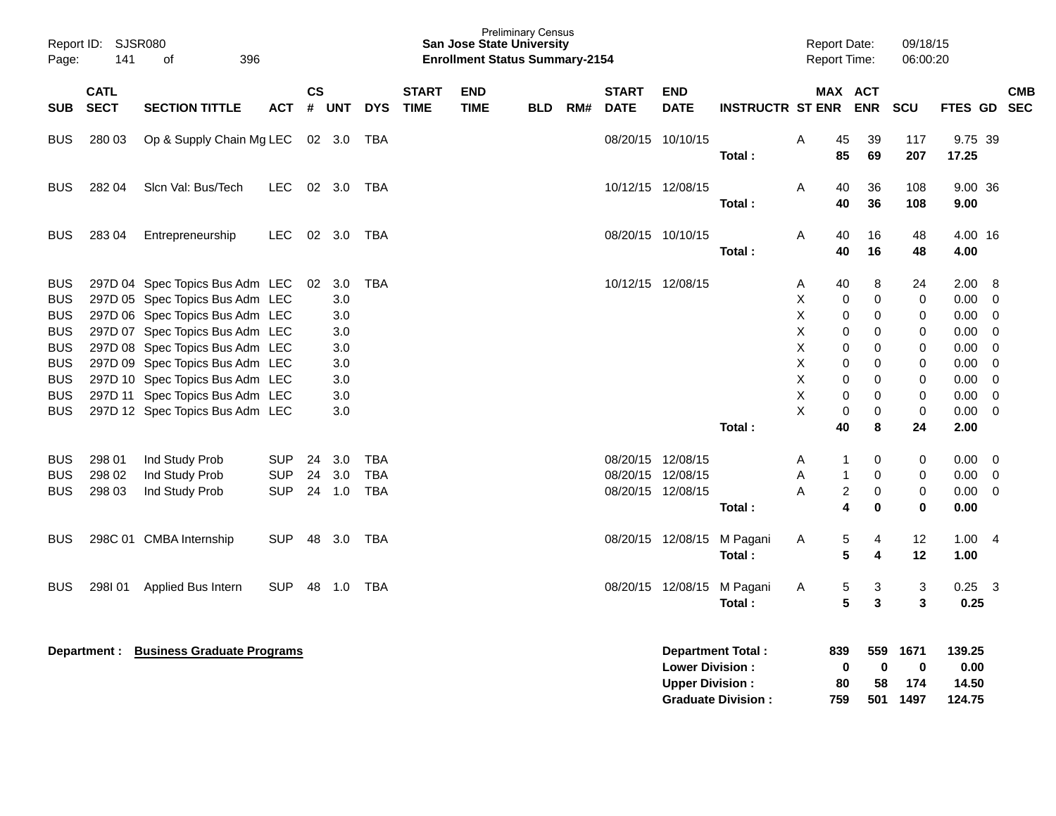Preliminary Census
**San Jose State University**
**Enrollment Status Summary-2154**

Report ID: SJSR080
Report Date: 09/18/15
Report Time: 06:00:20

| SUB | CATL SECT | SECTION TITTLE | ACT | CS # | UNT | DYS | START TIME | END TIME | BLD | RM# | START DATE | END DATE | INSTRUCTR | ST | MAX ENR | ACT ENR | SCU | FTES | GD | CMB SEC |
|---|---|---|---|---|---|---|---|---|---|---|---|---|---|---|---|---|---|---|---|---|
| BUS | 280 03 | Op & Supply Chain Mg | LEC | 02 | 3.0 | TBA | | | | | 08/20/15 | 10/10/15 | | A | 45 | 39 | 117 | 9.75 | 39 | |
| | | | | | | | | | | | | | **Total :** | | **85** | **69** | **207** | **17.25** | | |
| BUS | 282 04 | Slcn Val: Bus/Tech | LEC | 02 | 3.0 | TBA | | | | | 10/12/15 | 12/08/15 | | A | 40 | 36 | 108 | 9.00 | 36 | |
| | | | | | | | | | | | | | **Total :** | | **40** | **36** | **108** | **9.00** | | |
| BUS | 283 04 | Entrepreneurship | LEC | 02 | 3.0 | TBA | | | | | 08/20/15 | 10/10/15 | | A | 40 | 16 | 48 | 4.00 | 16 | |
| | | | | | | | | | | | | | **Total :** | | **40** | **16** | **48** | **4.00** | | |
| BUS | 297D 04 | Spec Topics Bus Adm | LEC | 02 | 3.0 | TBA | | | | | 10/12/15 | 12/08/15 | | A | 40 | 8 | 24 | 2.00 | 8 | |
| BUS | 297D 05 | Spec Topics Bus Adm | LEC | | 3.0 | | | | | | | | | X | 0 | 0 | 0 | 0.00 | 0 | |
| BUS | 297D 06 | Spec Topics Bus Adm | LEC | | 3.0 | | | | | | | | | X | 0 | 0 | 0 | 0.00 | 0 | |
| BUS | 297D 07 | Spec Topics Bus Adm | LEC | | 3.0 | | | | | | | | | X | 0 | 0 | 0 | 0.00 | 0 | |
| BUS | 297D 08 | Spec Topics Bus Adm | LEC | | 3.0 | | | | | | | | | X | 0 | 0 | 0 | 0.00 | 0 | |
| BUS | 297D 09 | Spec Topics Bus Adm | LEC | | 3.0 | | | | | | | | | X | 0 | 0 | 0 | 0.00 | 0 | |
| BUS | 297D 10 | Spec Topics Bus Adm | LEC | | 3.0 | | | | | | | | | X | 0 | 0 | 0 | 0.00 | 0 | |
| BUS | 297D 11 | Spec Topics Bus Adm | LEC | | 3.0 | | | | | | | | | X | 0 | 0 | 0 | 0.00 | 0 | |
| BUS | 297D 12 | Spec Topics Bus Adm | LEC | | 3.0 | | | | | | | | | X | 0 | 0 | 0 | 0.00 | 0 | |
| | | | | | | | | | | | | | **Total :** | | **40** | **8** | **24** | **2.00** | | |
| BUS | 298 01 | Ind Study Prob | SUP | 24 | 3.0 | TBA | | | | | 08/20/15 | 12/08/15 | | A | 1 | 0 | 0 | 0.00 | 0 | |
| BUS | 298 02 | Ind Study Prob | SUP | 24 | 3.0 | TBA | | | | | 08/20/15 | 12/08/15 | | A | 1 | 0 | 0 | 0.00 | 0 | |
| BUS | 298 03 | Ind Study Prob | SUP | 24 | 1.0 | TBA | | | | | 08/20/15 | 12/08/15 | | A | 2 | 0 | 0 | 0.00 | 0 | |
| | | | | | | | | | | | | | **Total :** | | **4** | **0** | **0** | **0.00** | | |
| BUS | 298C 01 | CMBA Internship | SUP | 48 | 3.0 | TBA | | | | | 08/20/15 | 12/08/15 | M Pagani | A | 5 | 4 | 12 | 1.00 | 4 | |
| | | | | | | | | | | | | | **Total :** | | **5** | **4** | **12** | **1.00** | | |
| BUS | 298I 01 | Applied Bus Intern | SUP | 48 | 1.0 | TBA | | | | | 08/20/15 | 12/08/15 | M Pagani | A | 5 | 3 | 3 | 0.25 | 3 | |
| | | | | | | | | | | | | | **Total :** | | **5** | **3** | **3** | **0.25** | | |

**Department : Business Graduate Programs**

| | MAX ENR | ACT ENR | SCU | FTES |
|---|---|---|---|---|
| **Department Total :** | **839** | **559** | **1671** | **139.25** |
| **Lower Division :** | **0** | **0** | **0** | **0.00** |
| **Upper Division :** | **80** | **58** | **174** | **14.50** |
| **Graduate Division :** | **759** | **501** | **1497** | **124.75** |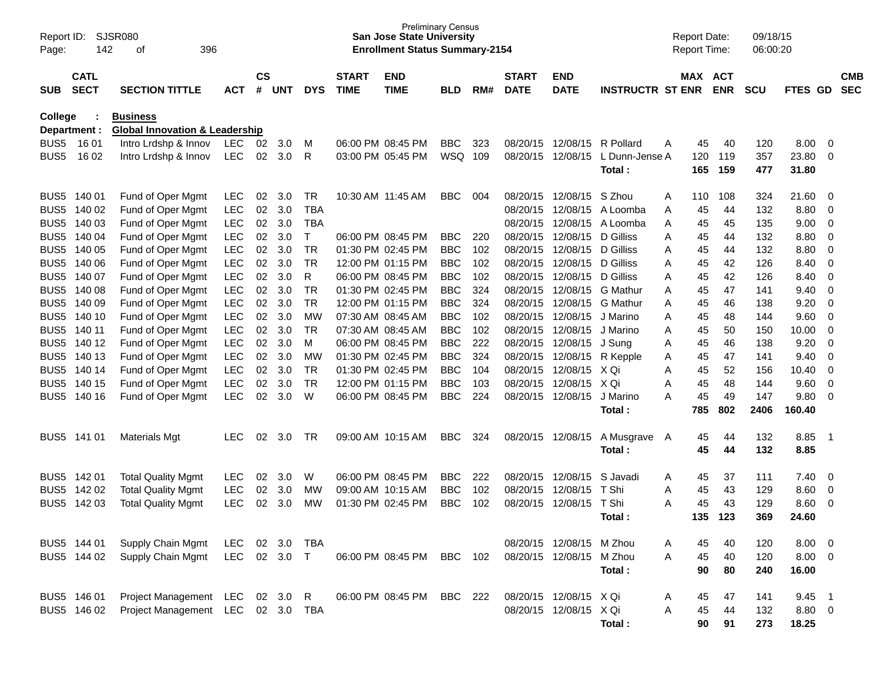Preliminary Census
**San Jose State University**
**Enrollment Status Summary-2154**

Report ID: SJSR080
Report Date: 09/18/15
Report Time: 06:00:20

| SUB | CATL SECT | SECTION TITTLE | ACT | CS # | UNT | DYS | START TIME | END TIME | BLD | RM# | START DATE | END DATE | INSTRUCTR | ST | MAX ENR | ACT ENR | SCU | FTES | GD | CMB SEC |
|---|---|---|---|---|---|---|---|---|---|---|---|---|---|---|---|---|---|---|---|---|
| **College : Business** | | | | | | | | | | | | | | | | | | | | |
| **Department : Global Innovation & Leadership** | | | | | | | | | | | | | | | | | | | | |
| BUS5 | 16 01 | Intro Lrdshp & Innov | LEC | 02 | 3.0 | M | 06:00 PM | 08:45 PM | BBC | 323 | 08/20/15 | 12/08/15 | R Pollard | A | 45 | 40 | 120 | 8.00 | 0 | |
| BUS5 | 16 02 | Intro Lrdshp & Innov | LEC | 02 | 3.0 | R | 03:00 PM | 05:45 PM | WSQ | 109 | 08/20/15 | 12/08/15 | L Dunn-Jense | A | 120 | 119 | 357 | 23.80 | 0 | |
| | | | | | | | | | | | | | **Total :** | | **165** | **159** | **477** | **31.80** | | |
| BUS5 | 140 01 | Fund of Oper Mgmt | LEC | 02 | 3.0 | TR | 10:30 AM | 11:45 AM | BBC | 004 | 08/20/15 | 12/08/15 | S Zhou | A | 110 | 108 | 324 | 21.60 | 0 | |
| BUS5 | 140 02 | Fund of Oper Mgmt | LEC | 02 | 3.0 | TBA | | | | | 08/20/15 | 12/08/15 | A Loomba | A | 45 | 44 | 132 | 8.80 | 0 | |
| BUS5 | 140 03 | Fund of Oper Mgmt | LEC | 02 | 3.0 | TBA | | | | | 08/20/15 | 12/08/15 | A Loomba | A | 45 | 45 | 135 | 9.00 | 0 | |
| BUS5 | 140 04 | Fund of Oper Mgmt | LEC | 02 | 3.0 | T | 06:00 PM | 08:45 PM | BBC | 220 | 08/20/15 | 12/08/15 | D Gilliss | A | 45 | 44 | 132 | 8.80 | 0 | |
| BUS5 | 140 05 | Fund of Oper Mgmt | LEC | 02 | 3.0 | TR | 01:30 PM | 02:45 PM | BBC | 102 | 08/20/15 | 12/08/15 | D Gilliss | A | 45 | 44 | 132 | 8.80 | 0 | |
| BUS5 | 140 06 | Fund of Oper Mgmt | LEC | 02 | 3.0 | TR | 12:00 PM | 01:15 PM | BBC | 102 | 08/20/15 | 12/08/15 | D Gilliss | A | 45 | 42 | 126 | 8.40 | 0 | |
| BUS5 | 140 07 | Fund of Oper Mgmt | LEC | 02 | 3.0 | R | 06:00 PM | 08:45 PM | BBC | 102 | 08/20/15 | 12/08/15 | D Gilliss | A | 45 | 42 | 126 | 8.40 | 0 | |
| BUS5 | 140 08 | Fund of Oper Mgmt | LEC | 02 | 3.0 | TR | 01:30 PM | 02:45 PM | BBC | 324 | 08/20/15 | 12/08/15 | G Mathur | A | 45 | 47 | 141 | 9.40 | 0 | |
| BUS5 | 140 09 | Fund of Oper Mgmt | LEC | 02 | 3.0 | TR | 12:00 PM | 01:15 PM | BBC | 324 | 08/20/15 | 12/08/15 | G Mathur | A | 45 | 46 | 138 | 9.20 | 0 | |
| BUS5 | 140 10 | Fund of Oper Mgmt | LEC | 02 | 3.0 | MW | 07:30 AM | 08:45 AM | BBC | 102 | 08/20/15 | 12/08/15 | J Marino | A | 45 | 48 | 144 | 9.60 | 0 | |
| BUS5 | 140 11 | Fund of Oper Mgmt | LEC | 02 | 3.0 | TR | 07:30 AM | 08:45 AM | BBC | 102 | 08/20/15 | 12/08/15 | J Marino | A | 45 | 50 | 150 | 10.00 | 0 | |
| BUS5 | 140 12 | Fund of Oper Mgmt | LEC | 02 | 3.0 | M | 06:00 PM | 08:45 PM | BBC | 222 | 08/20/15 | 12/08/15 | J Sung | A | 45 | 46 | 138 | 9.20 | 0 | |
| BUS5 | 140 13 | Fund of Oper Mgmt | LEC | 02 | 3.0 | MW | 01:30 PM | 02:45 PM | BBC | 324 | 08/20/15 | 12/08/15 | R Kepple | A | 45 | 47 | 141 | 9.40 | 0 | |
| BUS5 | 140 14 | Fund of Oper Mgmt | LEC | 02 | 3.0 | TR | 01:30 PM | 02:45 PM | BBC | 104 | 08/20/15 | 12/08/15 | X Qi | A | 45 | 52 | 156 | 10.40 | 0 | |
| BUS5 | 140 15 | Fund of Oper Mgmt | LEC | 02 | 3.0 | TR | 12:00 PM | 01:15 PM | BBC | 103 | 08/20/15 | 12/08/15 | X Qi | A | 45 | 48 | 144 | 9.60 | 0 | |
| BUS5 | 140 16 | Fund of Oper Mgmt | LEC | 02 | 3.0 | W | 06:00 PM | 08:45 PM | BBC | 224 | 08/20/15 | 12/08/15 | J Marino | A | 45 | 49 | 147 | 9.80 | 0 | |
| | | | | | | | | | | | | | **Total :** | | **785** | **802** | **2406** | **160.40** | | |
| BUS5 | 141 01 | Materials Mgt | LEC | 02 | 3.0 | TR | 09:00 AM | 10:15 AM | BBC | 324 | 08/20/15 | 12/08/15 | A Musgrave | A | 45 | 44 | 132 | 8.85 | 1 | |
| | | | | | | | | | | | | | **Total :** | | **45** | **44** | **132** | **8.85** | | |
| BUS5 | 142 01 | Total Quality Mgmt | LEC | 02 | 3.0 | W | 06:00 PM | 08:45 PM | BBC | 222 | 08/20/15 | 12/08/15 | S Javadi | A | 45 | 37 | 111 | 7.40 | 0 | |
| BUS5 | 142 02 | Total Quality Mgmt | LEC | 02 | 3.0 | MW | 09:00 AM | 10:15 AM | BBC | 102 | 08/20/15 | 12/08/15 | T Shi | A | 45 | 43 | 129 | 8.60 | 0 | |
| BUS5 | 142 03 | Total Quality Mgmt | LEC | 02 | 3.0 | MW | 01:30 PM | 02:45 PM | BBC | 102 | 08/20/15 | 12/08/15 | T Shi | A | 45 | 43 | 129 | 8.60 | 0 | |
| | | | | | | | | | | | | | **Total :** | | **135** | **123** | **369** | **24.60** | | |
| BUS5 | 144 01 | Supply Chain Mgmt | LEC | 02 | 3.0 | TBA | | | | | 08/20/15 | 12/08/15 | M Zhou | A | 45 | 40 | 120 | 8.00 | 0 | |
| BUS5 | 144 02 | Supply Chain Mgmt | LEC | 02 | 3.0 | T | 06:00 PM | 08:45 PM | BBC | 102 | 08/20/15 | 12/08/15 | M Zhou | A | 45 | 40 | 120 | 8.00 | 0 | |
| | | | | | | | | | | | | | **Total :** | | **90** | **80** | **240** | **16.00** | | |
| BUS5 | 146 01 | Project Management | LEC | 02 | 3.0 | R | 06:00 PM | 08:45 PM | BBC | 222 | 08/20/15 | 12/08/15 | X Qi | A | 45 | 47 | 141 | 9.45 | 1 | |
| BUS5 | 146 02 | Project Management | LEC | 02 | 3.0 | TBA | | | | | 08/20/15 | 12/08/15 | X Qi | A | 45 | 44 | 132 | 8.80 | 0 | |
| | | | | | | | | | | | | | **Total :** | | **90** | **91** | **273** | **18.25** | | |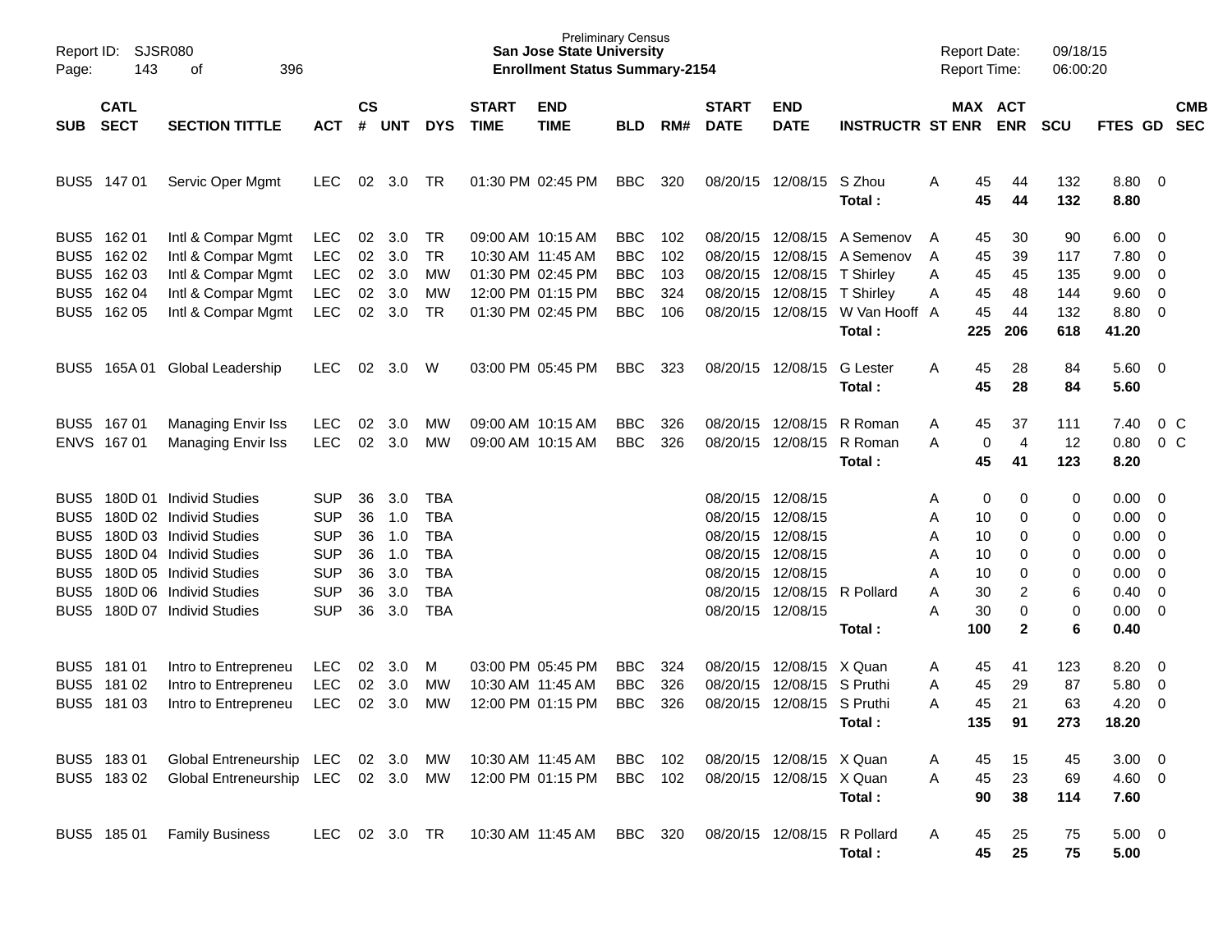Report ID: SJSR080
Page: 143 of 396

Preliminary Census
**San Jose State University**
**Enrollment Status Summary-2154**

Report Date: 09/18/15
Report Time: 06:00:20

| SUB | CATL SECT | SECTION TITTLE | ACT | CS # | UNT | DYS | START TIME | END TIME | BLD | RM# | START DATE | END DATE | INSTRUCTR | ST | MAX ENR | ACT ENR | SCU | FTES | GD | CMB SEC |
|---|---|---|---|---|---|---|---|---|---|---|---|---|---|---|---|---|---|---|---|---|
| BUS5 | 147 01 | Servic Oper Mgmt | LEC | 02 | 3.0 | TR | 01:30 PM | 02:45 PM | BBC | 320 | 08/20/15 | 12/08/15 | S Zhou | A | 45 | 44 | 132 | 8.80 | 0 | |
| | | | | | | | | | | | | | **Total :** | | **45** | **44** | **132** | **8.80** | | |
| BUS5 | 162 01 | Intl & Compar Mgmt | LEC | 02 | 3.0 | TR | 09:00 AM | 10:15 AM | BBC | 102 | 08/20/15 | 12/08/15 | A Semenov | A | 45 | 30 | 90 | 6.00 | 0 | |
| BUS5 | 162 02 | Intl & Compar Mgmt | LEC | 02 | 3.0 | TR | 10:30 AM | 11:45 AM | BBC | 102 | 08/20/15 | 12/08/15 | A Semenov | A | 45 | 39 | 117 | 7.80 | 0 | |
| BUS5 | 162 03 | Intl & Compar Mgmt | LEC | 02 | 3.0 | MW | 01:30 PM | 02:45 PM | BBC | 103 | 08/20/15 | 12/08/15 | T Shirley | A | 45 | 45 | 135 | 9.00 | 0 | |
| BUS5 | 162 04 | Intl & Compar Mgmt | LEC | 02 | 3.0 | MW | 12:00 PM | 01:15 PM | BBC | 324 | 08/20/15 | 12/08/15 | T Shirley | A | 45 | 48 | 144 | 9.60 | 0 | |
| BUS5 | 162 05 | Intl & Compar Mgmt | LEC | 02 | 3.0 | TR | 01:30 PM | 02:45 PM | BBC | 106 | 08/20/15 | 12/08/15 | W Van Hooff | A | 45 | 44 | 132 | 8.80 | 0 | |
| | | | | | | | | | | | | | **Total :** | | **225** | **206** | **618** | **41.20** | | |
| BUS5 | 165A 01 | Global Leadership | LEC | 02 | 3.0 | W | 03:00 PM | 05:45 PM | BBC | 323 | 08/20/15 | 12/08/15 | G Lester | A | 45 | 28 | 84 | 5.60 | 0 | |
| | | | | | | | | | | | | | **Total :** | | **45** | **28** | **84** | **5.60** | | |
| BUS5 | 167 01 | Managing Envir Iss | LEC | 02 | 3.0 | MW | 09:00 AM | 10:15 AM | BBC | 326 | 08/20/15 | 12/08/15 | R Roman | A | 45 | 37 | 111 | 7.40 | 0 | C |
| ENVS | 167 01 | Managing Envir Iss | LEC | 02 | 3.0 | MW | 09:00 AM | 10:15 AM | BBC | 326 | 08/20/15 | 12/08/15 | R Roman | A | 0 | 4 | 12 | 0.80 | 0 | C |
| | | | | | | | | | | | | | **Total :** | | **45** | **41** | **123** | **8.20** | | |
| BUS5 | 180D 01 | Individ Studies | SUP | 36 | 3.0 | TBA | | | | | 08/20/15 | 12/08/15 | | A | 0 | 0 | 0 | 0.00 | 0 | |
| BUS5 | 180D 02 | Individ Studies | SUP | 36 | 1.0 | TBA | | | | | 08/20/15 | 12/08/15 | | A | 10 | 0 | 0 | 0.00 | 0 | |
| BUS5 | 180D 03 | Individ Studies | SUP | 36 | 1.0 | TBA | | | | | 08/20/15 | 12/08/15 | | A | 10 | 0 | 0 | 0.00 | 0 | |
| BUS5 | 180D 04 | Individ Studies | SUP | 36 | 1.0 | TBA | | | | | 08/20/15 | 12/08/15 | | A | 10 | 0 | 0 | 0.00 | 0 | |
| BUS5 | 180D 05 | Individ Studies | SUP | 36 | 3.0 | TBA | | | | | 08/20/15 | 12/08/15 | | A | 10 | 0 | 0 | 0.00 | 0 | |
| BUS5 | 180D 06 | Individ Studies | SUP | 36 | 3.0 | TBA | | | | | 08/20/15 | 12/08/15 | R Pollard | A | 30 | 2 | 6 | 0.40 | 0 | |
| BUS5 | 180D 07 | Individ Studies | SUP | 36 | 3.0 | TBA | | | | | 08/20/15 | 12/08/15 | | A | 30 | 0 | 0 | 0.00 | 0 | |
| | | | | | | | | | | | | | **Total :** | | **100** | **2** | **6** | **0.40** | | |
| BUS5 | 181 01 | Intro to Entrepreneu | LEC | 02 | 3.0 | M | 03:00 PM | 05:45 PM | BBC | 324 | 08/20/15 | 12/08/15 | X Quan | A | 45 | 41 | 123 | 8.20 | 0 | |
| BUS5 | 181 02 | Intro to Entrepreneu | LEC | 02 | 3.0 | MW | 10:30 AM | 11:45 AM | BBC | 326 | 08/20/15 | 12/08/15 | S Pruthi | A | 45 | 29 | 87 | 5.80 | 0 | |
| BUS5 | 181 03 | Intro to Entrepreneu | LEC | 02 | 3.0 | MW | 12:00 PM | 01:15 PM | BBC | 326 | 08/20/15 | 12/08/15 | S Pruthi | A | 45 | 21 | 63 | 4.20 | 0 | |
| | | | | | | | | | | | | | **Total :** | | **135** | **91** | **273** | **18.20** | | |
| BUS5 | 183 01 | Global Entreneurship | LEC | 02 | 3.0 | MW | 10:30 AM | 11:45 AM | BBC | 102 | 08/20/15 | 12/08/15 | X Quan | A | 45 | 15 | 45 | 3.00 | 0 | |
| BUS5 | 183 02 | Global Entreneurship | LEC | 02 | 3.0 | MW | 12:00 PM | 01:15 PM | BBC | 102 | 08/20/15 | 12/08/15 | X Quan | A | 45 | 23 | 69 | 4.60 | 0 | |
| | | | | | | | | | | | | | **Total :** | | **90** | **38** | **114** | **7.60** | | |
| BUS5 | 185 01 | Family Business | LEC | 02 | 3.0 | TR | 10:30 AM | 11:45 AM | BBC | 320 | 08/20/15 | 12/08/15 | R Pollard | A | 45 | 25 | 75 | 5.00 | 0 | |
| | | | | | | | | | | | | | **Total :** | | **45** | **25** | **75** | **5.00** | | |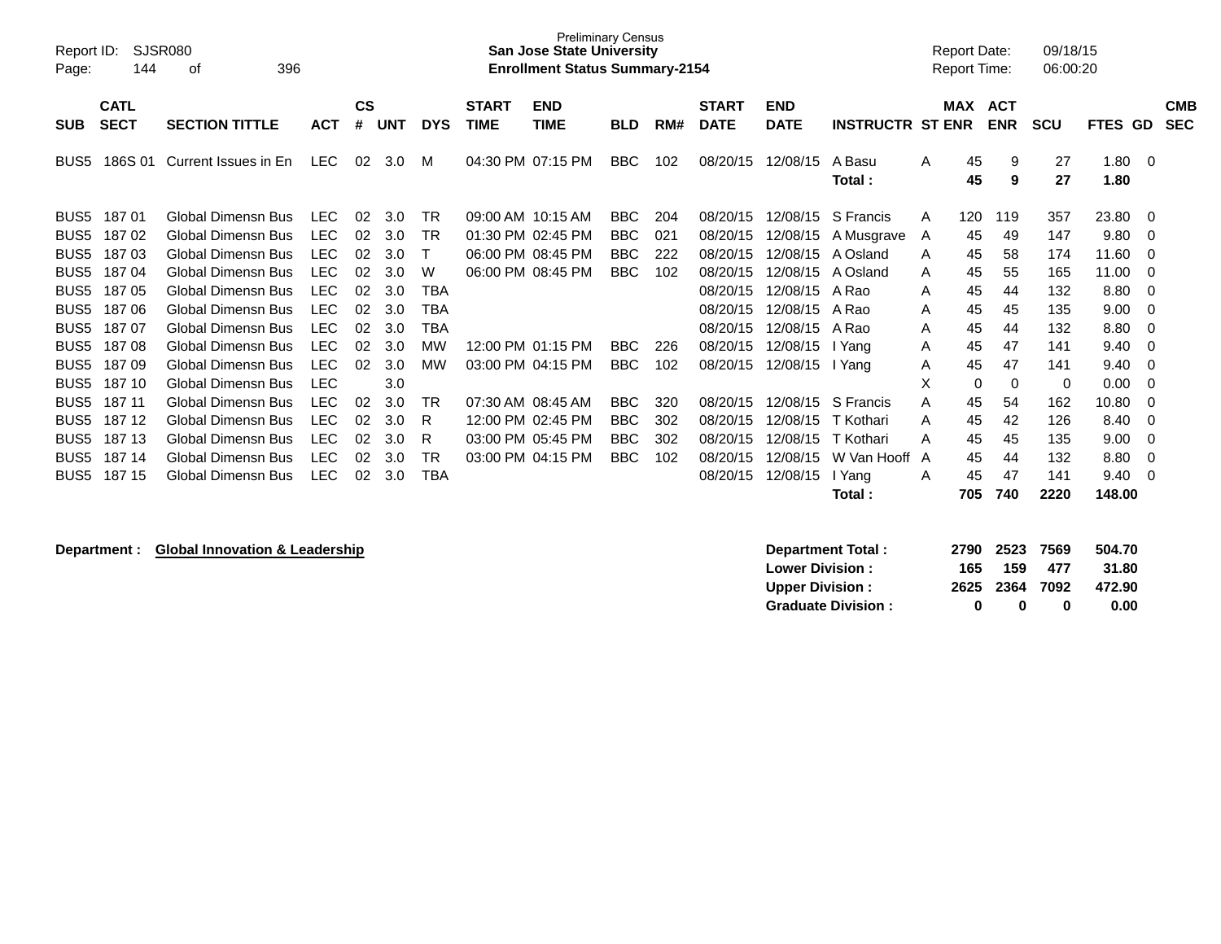Preliminary Census
**San Jose State University**
**Enrollment Status Summary-2154**

Report ID: SJSR080
Report Date: 09/18/15
Report Time: 06:00:20

| SUB | CATL SECT | SECTION TITTLE | ACT | CS # | UNT | DYS | START TIME | END TIME | BLD | RM# | START DATE | END DATE | INSTRUCTR | ST | MAX ENR | ACT ENR | SCU | FTES | GD | CMB SEC |
|---|---|---|---|---|---|---|---|---|---|---|---|---|---|---|---|---|---|---|---|---|
| BUS5 | 186S 01 | Current Issues in En | LEC | 02 | 3.0 | M | 04:30 PM | 07:15 PM | BBC | 102 | 08/20/15 | 12/08/15 | A Basu | A | 45 | 9 | 27 | 1.80 | 0 | |
| | | | | | | | | | | | | | **Total :** | | **45** | **9** | **27** | **1.80** | | |
| BUS5 | 187 01 | Global Dimensn Bus | LEC | 02 | 3.0 | TR | 09:00 AM | 10:15 AM | BBC | 204 | 08/20/15 | 12/08/15 | S Francis | A | 120 | 119 | 357 | 23.80 | 0 | |
| BUS5 | 187 02 | Global Dimensn Bus | LEC | 02 | 3.0 | TR | 01:30 PM | 02:45 PM | BBC | 021 | 08/20/15 | 12/08/15 | A Musgrave | A | 45 | 49 | 147 | 9.80 | 0 | |
| BUS5 | 187 03 | Global Dimensn Bus | LEC | 02 | 3.0 | T | 06:00 PM | 08:45 PM | BBC | 222 | 08/20/15 | 12/08/15 | A Osland | A | 45 | 58 | 174 | 11.60 | 0 | |
| BUS5 | 187 04 | Global Dimensn Bus | LEC | 02 | 3.0 | W | 06:00 PM | 08:45 PM | BBC | 102 | 08/20/15 | 12/08/15 | A Osland | A | 45 | 55 | 165 | 11.00 | 0 | |
| BUS5 | 187 05 | Global Dimensn Bus | LEC | 02 | 3.0 | TBA | | | | | 08/20/15 | 12/08/15 | A Rao | A | 45 | 44 | 132 | 8.80 | 0 | |
| BUS5 | 187 06 | Global Dimensn Bus | LEC | 02 | 3.0 | TBA | | | | | 08/20/15 | 12/08/15 | A Rao | A | 45 | 45 | 135 | 9.00 | 0 | |
| BUS5 | 187 07 | Global Dimensn Bus | LEC | 02 | 3.0 | TBA | | | | | 08/20/15 | 12/08/15 | A Rao | A | 45 | 44 | 132 | 8.80 | 0 | |
| BUS5 | 187 08 | Global Dimensn Bus | LEC | 02 | 3.0 | MW | 12:00 PM | 01:15 PM | BBC | 226 | 08/20/15 | 12/08/15 | I Yang | A | 45 | 47 | 141 | 9.40 | 0 | |
| BUS5 | 187 09 | Global Dimensn Bus | LEC | 02 | 3.0 | MW | 03:00 PM | 04:15 PM | BBC | 102 | 08/20/15 | 12/08/15 | I Yang | A | 45 | 47 | 141 | 9.40 | 0 | |
| BUS5 | 187 10 | Global Dimensn Bus | LEC | | 3.0 | | | | | | | | | X | 0 | 0 | 0 | 0.00 | 0 | |
| BUS5 | 187 11 | Global Dimensn Bus | LEC | 02 | 3.0 | TR | 07:30 AM | 08:45 AM | BBC | 320 | 08/20/15 | 12/08/15 | S Francis | A | 45 | 54 | 162 | 10.80 | 0 | |
| BUS5 | 187 12 | Global Dimensn Bus | LEC | 02 | 3.0 | R | 12:00 PM | 02:45 PM | BBC | 302 | 08/20/15 | 12/08/15 | T Kothari | A | 45 | 42 | 126 | 8.40 | 0 | |
| BUS5 | 187 13 | Global Dimensn Bus | LEC | 02 | 3.0 | R | 03:00 PM | 05:45 PM | BBC | 302 | 08/20/15 | 12/08/15 | T Kothari | A | 45 | 45 | 135 | 9.00 | 0 | |
| BUS5 | 187 14 | Global Dimensn Bus | LEC | 02 | 3.0 | TR | 03:00 PM | 04:15 PM | BBC | 102 | 08/20/15 | 12/08/15 | W Van Hooff | A | 45 | 44 | 132 | 8.80 | 0 | |
| BUS5 | 187 15 | Global Dimensn Bus | LEC | 02 | 3.0 | TBA | | | | | 08/20/15 | 12/08/15 | I Yang | A | 45 | 47 | 141 | 9.40 | 0 | |
| | | | | | | | | | | | | | **Total :** | | **705** | **740** | **2220** | **148.00** | | |

**Department :** **Global Innovation & Leadership**

| | MAX ENR | ACT ENR | SCU | FTES |
|---|---|---|---|---|
| **Department Total :** | **2790** | **2523** | **7569** | **504.70** |
| **Lower Division :** | **165** | **159** | **477** | **31.80** |
| **Upper Division :** | **2625** | **2364** | **7092** | **472.90** |
| **Graduate Division :** | **0** | **0** | **0** | **0.00** |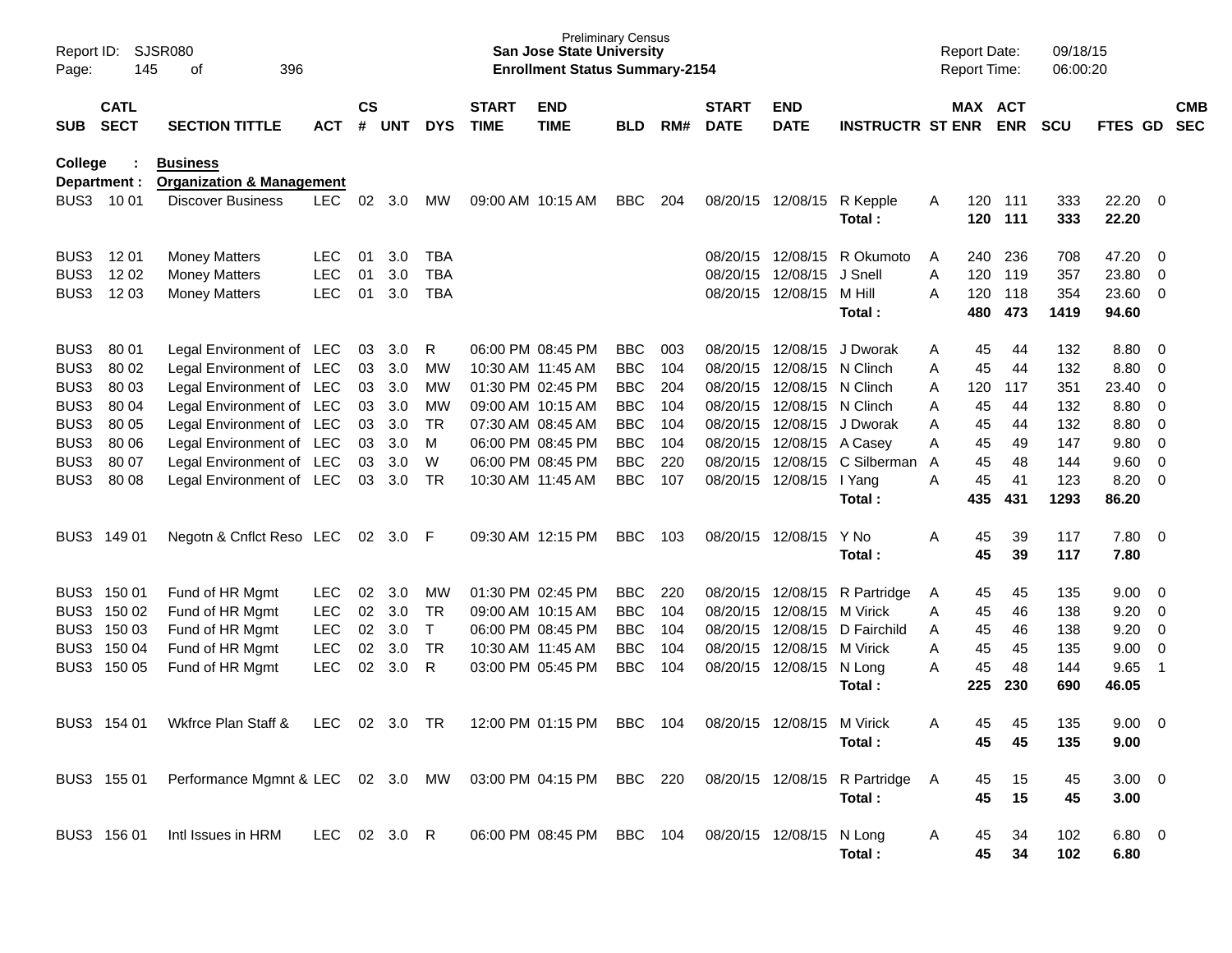Preliminary Census
**San Jose State University**
**Enrollment Status Summary-2154**

Report ID: SJSR080
Report Date: 09/18/15
Report Time: 06:00:20

**College : Business**
**Department : Organization & Management**

| SUB | CATL SECT | SECTION TITTLE | ACT | CS # | UNT | DYS | START TIME | END TIME | BLD | RM# | START DATE | END DATE | INSTRUCTR | ST | MAX ENR | ACT ENR | SCU | FTES | GD | CMB SEC |
|---|---|---|---|---|---|---|---|---|---|---|---|---|---|---|---|---|---|---|---|---|
| BUS3 | 10 01 | Discover Business | LEC | 02 | 3.0 | MW | 09:00 AM | 10:15 AM | BBC | 204 | 08/20/15 | 12/08/15 | R Kepple | A | 120 | 111 | 333 | 22.20 | 0 | |
| | | | | | | | | | | | | | **Total :** | | **120** | **111** | **333** | **22.20** | | |
| BUS3 | 12 01 | Money Matters | LEC | 01 | 3.0 | TBA | | | | | 08/20/15 | 12/08/15 | R Okumoto | A | 240 | 236 | 708 | 47.20 | 0 | |
| BUS3 | 12 02 | Money Matters | LEC | 01 | 3.0 | TBA | | | | | 08/20/15 | 12/08/15 | J Snell | A | 120 | 119 | 357 | 23.80 | 0 | |
| BUS3 | 12 03 | Money Matters | LEC | 01 | 3.0 | TBA | | | | | 08/20/15 | 12/08/15 | M Hill | A | 120 | 118 | 354 | 23.60 | 0 | |
| | | | | | | | | | | | | | **Total :** | | **480** | **473** | **1419** | **94.60** | | |
| BUS3 | 80 01 | Legal Environment of | LEC | 03 | 3.0 | R | 06:00 PM | 08:45 PM | BBC | 003 | 08/20/15 | 12/08/15 | J Dworak | A | 45 | 44 | 132 | 8.80 | 0 | |
| BUS3 | 80 02 | Legal Environment of | LEC | 03 | 3.0 | MW | 10:30 AM | 11:45 AM | BBC | 104 | 08/20/15 | 12/08/15 | N Clinch | A | 45 | 44 | 132 | 8.80 | 0 | |
| BUS3 | 80 03 | Legal Environment of | LEC | 03 | 3.0 | MW | 01:30 PM | 02:45 PM | BBC | 204 | 08/20/15 | 12/08/15 | N Clinch | A | 120 | 117 | 351 | 23.40 | 0 | |
| BUS3 | 80 04 | Legal Environment of | LEC | 03 | 3.0 | MW | 09:00 AM | 10:15 AM | BBC | 104 | 08/20/15 | 12/08/15 | N Clinch | A | 45 | 44 | 132 | 8.80 | 0 | |
| BUS3 | 80 05 | Legal Environment of | LEC | 03 | 3.0 | TR | 07:30 AM | 08:45 AM | BBC | 104 | 08/20/15 | 12/08/15 | J Dworak | A | 45 | 44 | 132 | 8.80 | 0 | |
| BUS3 | 80 06 | Legal Environment of | LEC | 03 | 3.0 | M | 06:00 PM | 08:45 PM | BBC | 104 | 08/20/15 | 12/08/15 | A Casey | A | 45 | 49 | 147 | 9.80 | 0 | |
| BUS3 | 80 07 | Legal Environment of | LEC | 03 | 3.0 | W | 06:00 PM | 08:45 PM | BBC | 220 | 08/20/15 | 12/08/15 | C Silberman | A | 45 | 48 | 144 | 9.60 | 0 | |
| BUS3 | 80 08 | Legal Environment of | LEC | 03 | 3.0 | TR | 10:30 AM | 11:45 AM | BBC | 107 | 08/20/15 | 12/08/15 | I Yang | A | 45 | 41 | 123 | 8.20 | 0 | |
| | | | | | | | | | | | | | **Total :** | | **435** | **431** | **1293** | **86.20** | | |
| BUS3 | 149 01 | Negotn & Cnflct Reso | LEC | 02 | 3.0 | F | 09:30 AM | 12:15 PM | BBC | 103 | 08/20/15 | 12/08/15 | Y No | A | 45 | 39 | 117 | 7.80 | 0 | |
| | | | | | | | | | | | | | **Total :** | | **45** | **39** | **117** | **7.80** | | |
| BUS3 | 150 01 | Fund of HR Mgmt | LEC | 02 | 3.0 | MW | 01:30 PM | 02:45 PM | BBC | 220 | 08/20/15 | 12/08/15 | R Partridge | A | 45 | 45 | 135 | 9.00 | 0 | |
| BUS3 | 150 02 | Fund of HR Mgmt | LEC | 02 | 3.0 | TR | 09:00 AM | 10:15 AM | BBC | 104 | 08/20/15 | 12/08/15 | M Virick | A | 45 | 46 | 138 | 9.20 | 0 | |
| BUS3 | 150 03 | Fund of HR Mgmt | LEC | 02 | 3.0 | T | 06:00 PM | 08:45 PM | BBC | 104 | 08/20/15 | 12/08/15 | D Fairchild | A | 45 | 46 | 138 | 9.20 | 0 | |
| BUS3 | 150 04 | Fund of HR Mgmt | LEC | 02 | 3.0 | TR | 10:30 AM | 11:45 AM | BBC | 104 | 08/20/15 | 12/08/15 | M Virick | A | 45 | 45 | 135 | 9.00 | 0 | |
| BUS3 | 150 05 | Fund of HR Mgmt | LEC | 02 | 3.0 | R | 03:00 PM | 05:45 PM | BBC | 104 | 08/20/15 | 12/08/15 | N Long | A | 45 | 48 | 144 | 9.65 | 1 | |
| | | | | | | | | | | | | | **Total :** | | **225** | **230** | **690** | **46.05** | | |
| BUS3 | 154 01 | Wkfrce Plan Staff & | LEC | 02 | 3.0 | TR | 12:00 PM | 01:15 PM | BBC | 104 | 08/20/15 | 12/08/15 | M Virick | A | 45 | 45 | 135 | 9.00 | 0 | |
| | | | | | | | | | | | | | **Total :** | | **45** | **45** | **135** | **9.00** | | |
| BUS3 | 155 01 | Performance Mgmnt & | LEC | 02 | 3.0 | MW | 03:00 PM | 04:15 PM | BBC | 220 | 08/20/15 | 12/08/15 | R Partridge | A | 45 | 15 | 45 | 3.00 | 0 | |
| | | | | | | | | | | | | | **Total :** | | **45** | **15** | **45** | **3.00** | | |
| BUS3 | 156 01 | Intl Issues in HRM | LEC | 02 | 3.0 | R | 06:00 PM | 08:45 PM | BBC | 104 | 08/20/15 | 12/08/15 | N Long | A | 45 | 34 | 102 | 6.80 | 0 | |
| | | | | | | | | | | | | | **Total :** | | **45** | **34** | **102** | **6.80** | | |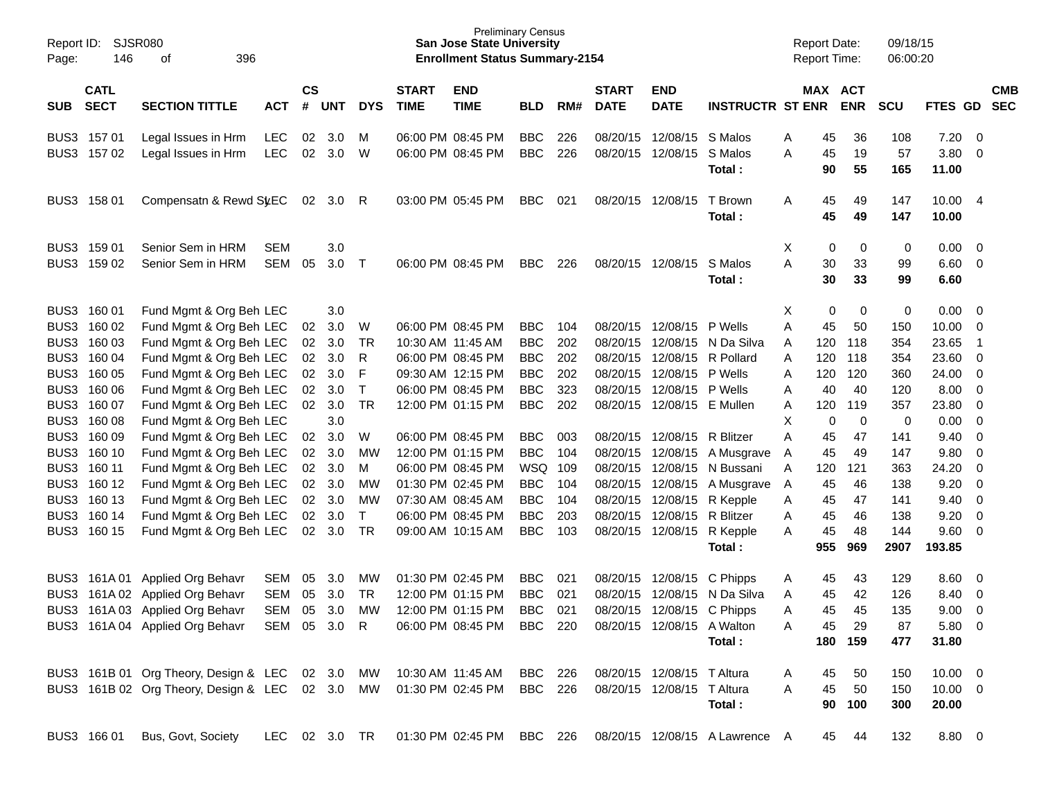Report ID: SJSR080
Page: 146 of 396

**Preliminary Census**
**San Jose State University**
**Enrollment Status Summary-2154**

Report Date: 09/18/15
Report Time: 06:00:20

| SUB | CATL SECT | SECTION TITTLE | ACT | CS # | UNT | DYS | START TIME | END TIME | BLD | RM# | START DATE | END DATE | INSTRUCTR | ST | MAX ENR | ACT ENR | SCU | FTES | GD | CMB SEC |
|---|---|---|---|---|---|---|---|---|---|---|---|---|---|---|---|---|---|---|---|---|
| BUS3 | 157 01 | Legal Issues in Hrm | LEC | 02 | 3.0 | M | 06:00 PM | 08:45 PM | BBC | 226 | 08/20/15 | 12/08/15 | S Malos | A | 45 | 36 | 108 | 7.20 | 0 | |
| BUS3 | 157 02 | Legal Issues in Hrm | LEC | 02 | 3.0 | W | 06:00 PM | 08:45 PM | BBC | 226 | 08/20/15 | 12/08/15 | S Malos | A | 45 | 19 | 57 | 3.80 | 0 | |
| | | | | | | | | | | | | | **Total :** | | **90** | **55** | **165** | **11.00** | | |
| BUS3 | 158 01 | Compensatn & Rewd Sy | LEC | 02 | 3.0 | R | 03:00 PM | 05:45 PM | BBC | 021 | 08/20/15 | 12/08/15 | T Brown | A | 45 | 49 | 147 | 10.00 | 4 | |
| | | | | | | | | | | | | | **Total :** | | **45** | **49** | **147** | **10.00** | | |
| BUS3 | 159 01 | Senior Sem in HRM | SEM | | 3.0 | | | | | | | | | X | 0 | 0 | 0 | 0.00 | 0 | |
| BUS3 | 159 02 | Senior Sem in HRM | SEM | 05 | 3.0 | T | 06:00 PM | 08:45 PM | BBC | 226 | 08/20/15 | 12/08/15 | S Malos | A | 30 | 33 | 99 | 6.60 | 0 | |
| | | | | | | | | | | | | | **Total :** | | **30** | **33** | **99** | **6.60** | | |
| BUS3 | 160 01 | Fund Mgmt & Org Beh | LEC | | 3.0 | | | | | | | | | X | 0 | 0 | 0 | 0.00 | 0 | |
| BUS3 | 160 02 | Fund Mgmt & Org Beh | LEC | 02 | 3.0 | W | 06:00 PM | 08:45 PM | BBC | 104 | 08/20/15 | 12/08/15 | P Wells | A | 45 | 50 | 150 | 10.00 | 0 | |
| BUS3 | 160 03 | Fund Mgmt & Org Beh | LEC | 02 | 3.0 | TR | 10:30 AM | 11:45 AM | BBC | 202 | 08/20/15 | 12/08/15 | N Da Silva | A | 120 | 118 | 354 | 23.65 | 1 | |
| BUS3 | 160 04 | Fund Mgmt & Org Beh | LEC | 02 | 3.0 | R | 06:00 PM | 08:45 PM | BBC | 202 | 08/20/15 | 12/08/15 | R Pollard | A | 120 | 118 | 354 | 23.60 | 0 | |
| BUS3 | 160 05 | Fund Mgmt & Org Beh | LEC | 02 | 3.0 | F | 09:30 AM | 12:15 PM | BBC | 202 | 08/20/15 | 12/08/15 | P Wells | A | 120 | 120 | 360 | 24.00 | 0 | |
| BUS3 | 160 06 | Fund Mgmt & Org Beh | LEC | 02 | 3.0 | T | 06:00 PM | 08:45 PM | BBC | 323 | 08/20/15 | 12/08/15 | P Wells | A | 40 | 40 | 120 | 8.00 | 0 | |
| BUS3 | 160 07 | Fund Mgmt & Org Beh | LEC | 02 | 3.0 | TR | 12:00 PM | 01:15 PM | BBC | 202 | 08/20/15 | 12/08/15 | E Mullen | A | 120 | 119 | 357 | 23.80 | 0 | |
| BUS3 | 160 08 | Fund Mgmt & Org Beh | LEC | | 3.0 | | | | | | | | | X | 0 | 0 | 0 | 0.00 | 0 | |
| BUS3 | 160 09 | Fund Mgmt & Org Beh | LEC | 02 | 3.0 | W | 06:00 PM | 08:45 PM | BBC | 003 | 08/20/15 | 12/08/15 | R Blitzer | A | 45 | 47 | 141 | 9.40 | 0 | |
| BUS3 | 160 10 | Fund Mgmt & Org Beh | LEC | 02 | 3.0 | MW | 12:00 PM | 01:15 PM | BBC | 104 | 08/20/15 | 12/08/15 | A Musgrave | A | 45 | 49 | 147 | 9.80 | 0 | |
| BUS3 | 160 11 | Fund Mgmt & Org Beh | LEC | 02 | 3.0 | M | 06:00 PM | 08:45 PM | WSQ | 109 | 08/20/15 | 12/08/15 | N Bussani | A | 120 | 121 | 363 | 24.20 | 0 | |
| BUS3 | 160 12 | Fund Mgmt & Org Beh | LEC | 02 | 3.0 | MW | 01:30 PM | 02:45 PM | BBC | 104 | 08/20/15 | 12/08/15 | A Musgrave | A | 45 | 46 | 138 | 9.20 | 0 | |
| BUS3 | 160 13 | Fund Mgmt & Org Beh | LEC | 02 | 3.0 | MW | 07:30 AM | 08:45 AM | BBC | 104 | 08/20/15 | 12/08/15 | R Kepple | A | 45 | 47 | 141 | 9.40 | 0 | |
| BUS3 | 160 14 | Fund Mgmt & Org Beh | LEC | 02 | 3.0 | T | 06:00 PM | 08:45 PM | BBC | 203 | 08/20/15 | 12/08/15 | R Blitzer | A | 45 | 46 | 138 | 9.20 | 0 | |
| BUS3 | 160 15 | Fund Mgmt & Org Beh | LEC | 02 | 3.0 | TR | 09:00 AM | 10:15 AM | BBC | 103 | 08/20/15 | 12/08/15 | R Kepple | A | 45 | 48 | 144 | 9.60 | 0 | |
| | | | | | | | | | | | | | **Total :** | | **955** | **969** | **2907** | **193.85** | | |
| BUS3 | 161A 01 | Applied Org Behavr | SEM | 05 | 3.0 | MW | 01:30 PM | 02:45 PM | BBC | 021 | 08/20/15 | 12/08/15 | C Phipps | A | 45 | 43 | 129 | 8.60 | 0 | |
| BUS3 | 161A 02 | Applied Org Behavr | SEM | 05 | 3.0 | TR | 12:00 PM | 01:15 PM | BBC | 021 | 08/20/15 | 12/08/15 | N Da Silva | A | 45 | 42 | 126 | 8.40 | 0 | |
| BUS3 | 161A 03 | Applied Org Behavr | SEM | 05 | 3.0 | MW | 12:00 PM | 01:15 PM | BBC | 021 | 08/20/15 | 12/08/15 | C Phipps | A | 45 | 45 | 135 | 9.00 | 0 | |
| BUS3 | 161A 04 | Applied Org Behavr | SEM | 05 | 3.0 | R | 06:00 PM | 08:45 PM | BBC | 220 | 08/20/15 | 12/08/15 | A Walton | A | 45 | 29 | 87 | 5.80 | 0 | |
| | | | | | | | | | | | | | **Total :** | | **180** | **159** | **477** | **31.80** | | |
| BUS3 | 161B 01 | Org Theory, Design & | LEC | 02 | 3.0 | MW | 10:30 AM | 11:45 AM | BBC | 226 | 08/20/15 | 12/08/15 | T Altura | A | 45 | 50 | 150 | 10.00 | 0 | |
| BUS3 | 161B 02 | Org Theory, Design & | LEC | 02 | 3.0 | MW | 01:30 PM | 02:45 PM | BBC | 226 | 08/20/15 | 12/08/15 | T Altura | A | 45 | 50 | 150 | 10.00 | 0 | |
| | | | | | | | | | | | | | **Total :** | | **90** | **100** | **300** | **20.00** | | |
| BUS3 | 166 01 | Bus, Govt, Society | LEC | 02 | 3.0 | TR | 01:30 PM | 02:45 PM | BBC | 226 | 08/20/15 | 12/08/15 | A Lawrence | A | 45 | 44 | 132 | 8.80 | 0 | |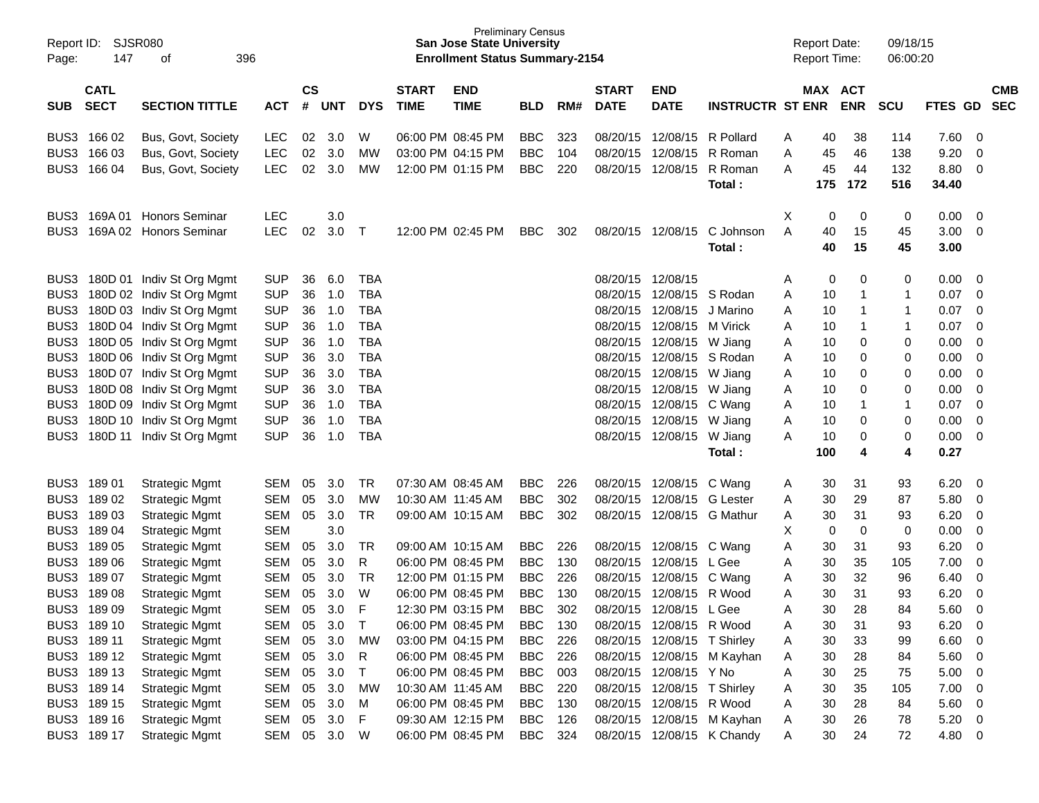Preliminary Census
**San Jose State University**
**Enrollment Status Summary-2154**

Report ID: SJSR080
Report Date: 09/18/15
Report Time: 06:00:20

| SUB | CATL SECT | SECTION TITTLE | ACT | CS # | UNT | DYS | START TIME | END TIME | BLD | RM# | START DATE | END DATE | INSTRUCTR | ST | MAX ENR | ACT ENR | SCU | FTES | GD | CMB SEC |
|---|---|---|---|---|---|---|---|---|---|---|---|---|---|---|---|---|---|---|---|---|
| BUS3 | 166 02 | Bus, Govt, Society | LEC | 02 | 3.0 | W | 06:00 PM | 08:45 PM | BBC | 323 | 08/20/15 | 12/08/15 | R Pollard | A | 40 | 38 | 114 | 7.60 | 0 | |
| BUS3 | 166 03 | Bus, Govt, Society | LEC | 02 | 3.0 | MW | 03:00 PM | 04:15 PM | BBC | 104 | 08/20/15 | 12/08/15 | R Roman | A | 45 | 46 | 138 | 9.20 | 0 | |
| BUS3 | 166 04 | Bus, Govt, Society | LEC | 02 | 3.0 | MW | 12:00 PM | 01:15 PM | BBC | 220 | 08/20/15 | 12/08/15 | R Roman | A | 45 | 44 | 132 | 8.80 | 0 | |
| | | | | | | | | | | | | | **Total :** | | **175** | **172** | **516** | **34.40** | | |
| BUS3 | 169A 01 | Honors Seminar | LEC | | 3.0 | | | | | | | | | X | 0 | 0 | 0 | 0.00 | 0 | |
| BUS3 | 169A 02 | Honors Seminar | LEC | 02 | 3.0 | T | 12:00 PM | 02:45 PM | BBC | 302 | 08/20/15 | 12/08/15 | C Johnson | A | 40 | 15 | 45 | 3.00 | 0 | |
| | | | | | | | | | | | | | **Total :** | | **40** | **15** | **45** | **3.00** | | |
| BUS3 | 180D 01 | Indiv St Org Mgmt | SUP | 36 | 6.0 | TBA | | | | | 08/20/15 | 12/08/15 | | A | 0 | 0 | 0 | 0.00 | 0 | |
| BUS3 | 180D 02 | Indiv St Org Mgmt | SUP | 36 | 1.0 | TBA | | | | | 08/20/15 | 12/08/15 | S Rodan | A | 10 | 1 | 1 | 0.07 | 0 | |
| BUS3 | 180D 03 | Indiv St Org Mgmt | SUP | 36 | 1.0 | TBA | | | | | 08/20/15 | 12/08/15 | J Marino | A | 10 | 1 | 1 | 0.07 | 0 | |
| BUS3 | 180D 04 | Indiv St Org Mgmt | SUP | 36 | 1.0 | TBA | | | | | 08/20/15 | 12/08/15 | M Virick | A | 10 | 1 | 1 | 0.07 | 0 | |
| BUS3 | 180D 05 | Indiv St Org Mgmt | SUP | 36 | 1.0 | TBA | | | | | 08/20/15 | 12/08/15 | W Jiang | A | 10 | 0 | 0 | 0.00 | 0 | |
| BUS3 | 180D 06 | Indiv St Org Mgmt | SUP | 36 | 3.0 | TBA | | | | | 08/20/15 | 12/08/15 | S Rodan | A | 10 | 0 | 0 | 0.00 | 0 | |
| BUS3 | 180D 07 | Indiv St Org Mgmt | SUP | 36 | 3.0 | TBA | | | | | 08/20/15 | 12/08/15 | W Jiang | A | 10 | 0 | 0 | 0.00 | 0 | |
| BUS3 | 180D 08 | Indiv St Org Mgmt | SUP | 36 | 3.0 | TBA | | | | | 08/20/15 | 12/08/15 | W Jiang | A | 10 | 0 | 0 | 0.00 | 0 | |
| BUS3 | 180D 09 | Indiv St Org Mgmt | SUP | 36 | 1.0 | TBA | | | | | 08/20/15 | 12/08/15 | C Wang | A | 10 | 1 | 1 | 0.07 | 0 | |
| BUS3 | 180D 10 | Indiv St Org Mgmt | SUP | 36 | 1.0 | TBA | | | | | 08/20/15 | 12/08/15 | W Jiang | A | 10 | 0 | 0 | 0.00 | 0 | |
| BUS3 | 180D 11 | Indiv St Org Mgmt | SUP | 36 | 1.0 | TBA | | | | | 08/20/15 | 12/08/15 | W Jiang | A | 10 | 0 | 0 | 0.00 | 0 | |
| | | | | | | | | | | | | | **Total :** | | **100** | **4** | **4** | **0.27** | | |
| BUS3 | 189 01 | Strategic Mgmt | SEM | 05 | 3.0 | TR | 07:30 AM | 08:45 AM | BBC | 226 | 08/20/15 | 12/08/15 | C Wang | A | 30 | 31 | 93 | 6.20 | 0 | |
| BUS3 | 189 02 | Strategic Mgmt | SEM | 05 | 3.0 | MW | 10:30 AM | 11:45 AM | BBC | 302 | 08/20/15 | 12/08/15 | G Lester | A | 30 | 29 | 87 | 5.80 | 0 | |
| BUS3 | 189 03 | Strategic Mgmt | SEM | 05 | 3.0 | TR | 09:00 AM | 10:15 AM | BBC | 302 | 08/20/15 | 12/08/15 | G Mathur | A | 30 | 31 | 93 | 6.20 | 0 | |
| BUS3 | 189 04 | Strategic Mgmt | SEM | | 3.0 | | | | | | | | | X | 0 | 0 | 0 | 0.00 | 0 | |
| BUS3 | 189 05 | Strategic Mgmt | SEM | 05 | 3.0 | TR | 09:00 AM | 10:15 AM | BBC | 226 | 08/20/15 | 12/08/15 | C Wang | A | 30 | 31 | 93 | 6.20 | 0 | |
| BUS3 | 189 06 | Strategic Mgmt | SEM | 05 | 3.0 | R | 06:00 PM | 08:45 PM | BBC | 130 | 08/20/15 | 12/08/15 | L Gee | A | 30 | 35 | 105 | 7.00 | 0 | |
| BUS3 | 189 07 | Strategic Mgmt | SEM | 05 | 3.0 | TR | 12:00 PM | 01:15 PM | BBC | 226 | 08/20/15 | 12/08/15 | C Wang | A | 30 | 32 | 96 | 6.40 | 0 | |
| BUS3 | 189 08 | Strategic Mgmt | SEM | 05 | 3.0 | W | 06:00 PM | 08:45 PM | BBC | 130 | 08/20/15 | 12/08/15 | R Wood | A | 30 | 31 | 93 | 6.20 | 0 | |
| BUS3 | 189 09 | Strategic Mgmt | SEM | 05 | 3.0 | F | 12:30 PM | 03:15 PM | BBC | 302 | 08/20/15 | 12/08/15 | L Gee | A | 30 | 28 | 84 | 5.60 | 0 | |
| BUS3 | 189 10 | Strategic Mgmt | SEM | 05 | 3.0 | T | 06:00 PM | 08:45 PM | BBC | 130 | 08/20/15 | 12/08/15 | R Wood | A | 30 | 31 | 93 | 6.20 | 0 | |
| BUS3 | 189 11 | Strategic Mgmt | SEM | 05 | 3.0 | MW | 03:00 PM | 04:15 PM | BBC | 226 | 08/20/15 | 12/08/15 | T Shirley | A | 30 | 33 | 99 | 6.60 | 0 | |
| BUS3 | 189 12 | Strategic Mgmt | SEM | 05 | 3.0 | R | 06:00 PM | 08:45 PM | BBC | 226 | 08/20/15 | 12/08/15 | M Kayhan | A | 30 | 28 | 84 | 5.60 | 0 | |
| BUS3 | 189 13 | Strategic Mgmt | SEM | 05 | 3.0 | T | 06:00 PM | 08:45 PM | BBC | 003 | 08/20/15 | 12/08/15 | Y No | A | 30 | 25 | 75 | 5.00 | 0 | |
| BUS3 | 189 14 | Strategic Mgmt | SEM | 05 | 3.0 | MW | 10:30 AM | 11:45 AM | BBC | 220 | 08/20/15 | 12/08/15 | T Shirley | A | 30 | 35 | 105 | 7.00 | 0 | |
| BUS3 | 189 15 | Strategic Mgmt | SEM | 05 | 3.0 | M | 06:00 PM | 08:45 PM | BBC | 130 | 08/20/15 | 12/08/15 | R Wood | A | 30 | 28 | 84 | 5.60 | 0 | |
| BUS3 | 189 16 | Strategic Mgmt | SEM | 05 | 3.0 | F | 09:30 AM | 12:15 PM | BBC | 126 | 08/20/15 | 12/08/15 | M Kayhan | A | 30 | 26 | 78 | 5.20 | 0 | |
| BUS3 | 189 17 | Strategic Mgmt | SEM | 05 | 3.0 | W | 06:00 PM | 08:45 PM | BBC | 324 | 08/20/15 | 12/08/15 | K Chandy | A | 30 | 24 | 72 | 4.80 | 0 | |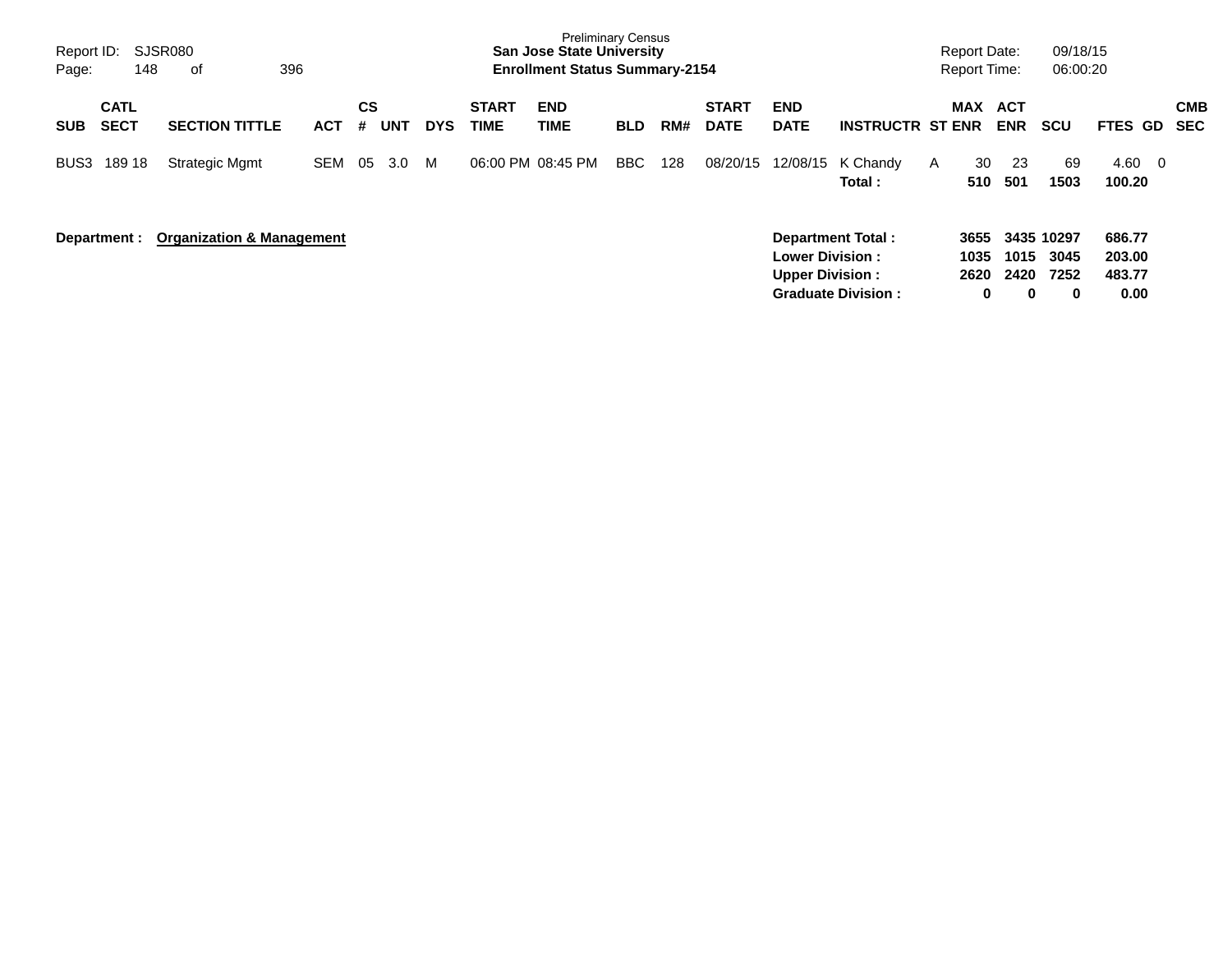| SUB | CATL SECT | SECTION TITTLE | ACT | CS # | UNT | DYS | START TIME | END TIME | BLD | RM# | START DATE | END DATE | INSTRUCTR | ST | MAX ENR | ACT ENR | SCU | FTES | GD | CMB SEC |
|---|---|---|---|---|---|---|---|---|---|---|---|---|---|---|---|---|---|---|---|---|
| BUS3 | 189 18 | Strategic Mgmt | SEM | 05 | 3.0 | M | 06:00 PM | 08:45 PM | BBC | 128 | 08/20/15 | 12/08/15 | K Chandy | A | 30 | 23 | 69 | 4.60 | 0 | |
| | | | | | | | | | | | | | **Total :** | | **510** | **501** | **1503** | **100.20** | | |

**Department : Organization & Management**

| | MAX ENR | ACT ENR | SCU | FTES |
|---|---|---|---|---|
| **Department Total :** | **3655** | **3435** | **10297** | **686.77** |
| **Lower Division :** | **1035** | **1015** | **3045** | **203.00** |
| **Upper Division :** | **2620** | **2420** | **7252** | **483.77** |
| **Graduate Division :** | **0** | **0** | **0** | **0.00** |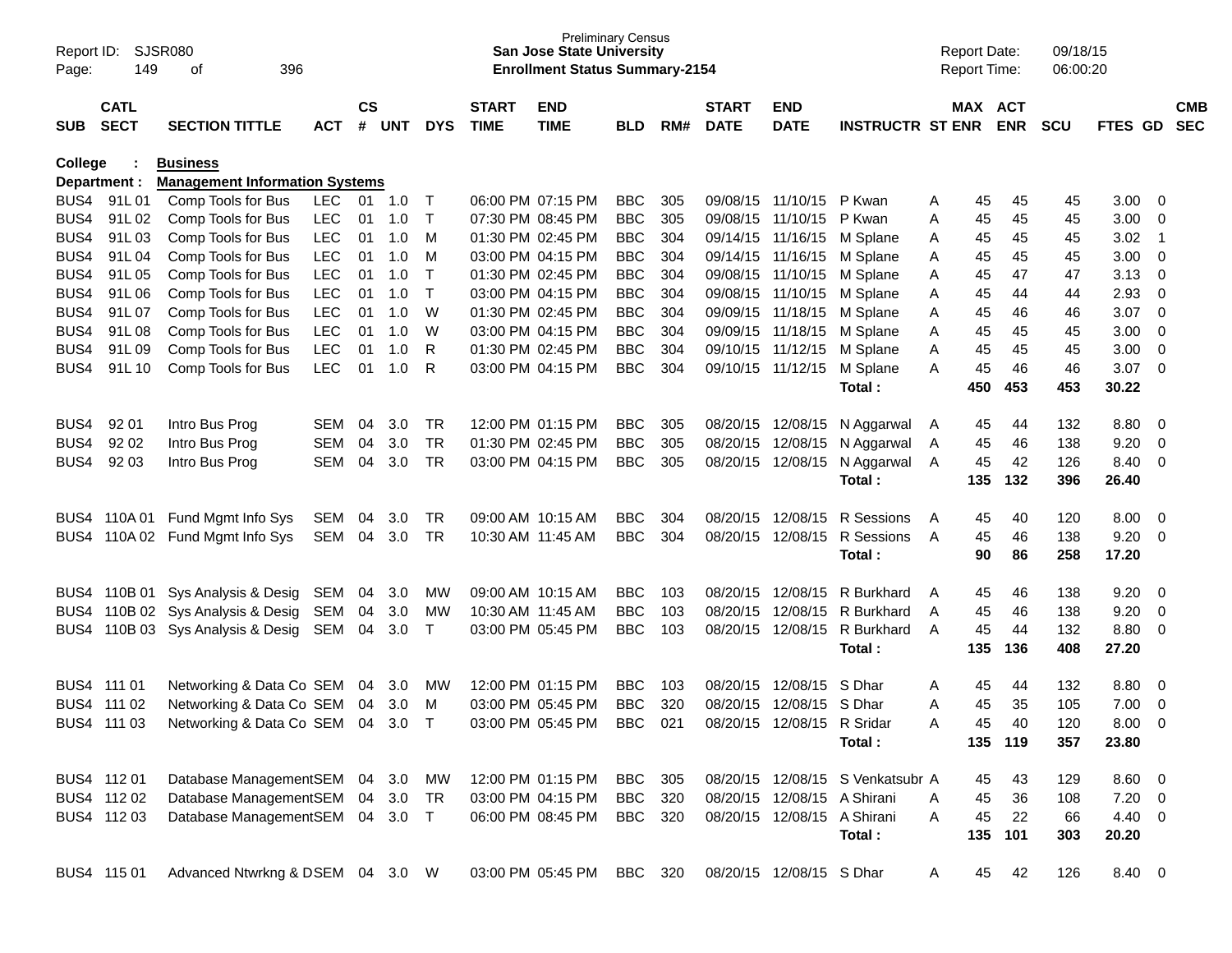Preliminary Census
**San Jose State University**
**Enrollment Status Summary-2154**

Report ID: SJSR080
Report Date: 09/18/15
Report Time: 06:00:20

**College : Business**
**Department : Management Information Systems**

| SUB | CATL SECT | SECTION TITTLE | ACT | CS # | UNT | DYS | START TIME | END TIME | BLD | RM# | START DATE | END DATE | INSTRUCTR | ST | MAX ENR | ACT ENR | SCU | FTES | GD | CMB SEC |
|---|---|---|---|---|---|---|---|---|---|---|---|---|---|---|---|---|---|---|---|---|
| BUS4 | 91L 01 | Comp Tools for Bus | LEC | 01 | 1.0 | T | 06:00 PM | 07:15 PM | BBC | 305 | 09/08/15 | 11/10/15 | P Kwan | A | 45 | 45 | 45 | 3.00 | 0 | |
| BUS4 | 91L 02 | Comp Tools for Bus | LEC | 01 | 1.0 | T | 07:30 PM | 08:45 PM | BBC | 305 | 09/08/15 | 11/10/15 | P Kwan | A | 45 | 45 | 45 | 3.00 | 0 | |
| BUS4 | 91L 03 | Comp Tools for Bus | LEC | 01 | 1.0 | M | 01:30 PM | 02:45 PM | BBC | 304 | 09/14/15 | 11/16/15 | M Splane | A | 45 | 45 | 45 | 3.02 | 1 | |
| BUS4 | 91L 04 | Comp Tools for Bus | LEC | 01 | 1.0 | M | 03:00 PM | 04:15 PM | BBC | 304 | 09/14/15 | 11/16/15 | M Splane | A | 45 | 45 | 45 | 3.00 | 0 | |
| BUS4 | 91L 05 | Comp Tools for Bus | LEC | 01 | 1.0 | T | 01:30 PM | 02:45 PM | BBC | 304 | 09/08/15 | 11/10/15 | M Splane | A | 45 | 47 | 47 | 3.13 | 0 | |
| BUS4 | 91L 06 | Comp Tools for Bus | LEC | 01 | 1.0 | T | 03:00 PM | 04:15 PM | BBC | 304 | 09/08/15 | 11/10/15 | M Splane | A | 45 | 44 | 44 | 2.93 | 0 | |
| BUS4 | 91L 07 | Comp Tools for Bus | LEC | 01 | 1.0 | W | 01:30 PM | 02:45 PM | BBC | 304 | 09/09/15 | 11/18/15 | M Splane | A | 45 | 46 | 46 | 3.07 | 0 | |
| BUS4 | 91L 08 | Comp Tools for Bus | LEC | 01 | 1.0 | W | 03:00 PM | 04:15 PM | BBC | 304 | 09/09/15 | 11/18/15 | M Splane | A | 45 | 45 | 45 | 3.00 | 0 | |
| BUS4 | 91L 09 | Comp Tools for Bus | LEC | 01 | 1.0 | R | 01:30 PM | 02:45 PM | BBC | 304 | 09/10/15 | 11/12/15 | M Splane | A | 45 | 45 | 45 | 3.00 | 0 | |
| BUS4 | 91L 10 | Comp Tools for Bus | LEC | 01 | 1.0 | R | 03:00 PM | 04:15 PM | BBC | 304 | 09/10/15 | 11/12/15 | M Splane | A | 45 | 46 | 46 | 3.07 | 0 | |
| | | | | | | | | | | | | | **Total :** | | **450** | **453** | **453** | **30.22** | | |
| BUS4 | 92 01 | Intro Bus Prog | SEM | 04 | 3.0 | TR | 12:00 PM | 01:15 PM | BBC | 305 | 08/20/15 | 12/08/15 | N Aggarwal | A | 45 | 44 | 132 | 8.80 | 0 | |
| BUS4 | 92 02 | Intro Bus Prog | SEM | 04 | 3.0 | TR | 01:30 PM | 02:45 PM | BBC | 305 | 08/20/15 | 12/08/15 | N Aggarwal | A | 45 | 46 | 138 | 9.20 | 0 | |
| BUS4 | 92 03 | Intro Bus Prog | SEM | 04 | 3.0 | TR | 03:00 PM | 04:15 PM | BBC | 305 | 08/20/15 | 12/08/15 | N Aggarwal | A | 45 | 42 | 126 | 8.40 | 0 | |
| | | | | | | | | | | | | | **Total :** | | **135** | **132** | **396** | **26.40** | | |
| BUS4 | 110A 01 | Fund Mgmt Info Sys | SEM | 04 | 3.0 | TR | 09:00 AM | 10:15 AM | BBC | 304 | 08/20/15 | 12/08/15 | R Sessions | A | 45 | 40 | 120 | 8.00 | 0 | |
| BUS4 | 110A 02 | Fund Mgmt Info Sys | SEM | 04 | 3.0 | TR | 10:30 AM | 11:45 AM | BBC | 304 | 08/20/15 | 12/08/15 | R Sessions | A | 45 | 46 | 138 | 9.20 | 0 | |
| | | | | | | | | | | | | | **Total :** | | **90** | **86** | **258** | **17.20** | | |
| BUS4 | 110B 01 | Sys Analysis & Desig | SEM | 04 | 3.0 | MW | 09:00 AM | 10:15 AM | BBC | 103 | 08/20/15 | 12/08/15 | R Burkhard | A | 45 | 46 | 138 | 9.20 | 0 | |
| BUS4 | 110B 02 | Sys Analysis & Desig | SEM | 04 | 3.0 | MW | 10:30 AM | 11:45 AM | BBC | 103 | 08/20/15 | 12/08/15 | R Burkhard | A | 45 | 46 | 138 | 9.20 | 0 | |
| BUS4 | 110B 03 | Sys Analysis & Desig | SEM | 04 | 3.0 | T | 03:00 PM | 05:45 PM | BBC | 103 | 08/20/15 | 12/08/15 | R Burkhard | A | 45 | 44 | 132 | 8.80 | 0 | |
| | | | | | | | | | | | | | **Total :** | | **135** | **136** | **408** | **27.20** | | |
| BUS4 | 111 01 | Networking & Data Co | SEM | 04 | 3.0 | MW | 12:00 PM | 01:15 PM | BBC | 103 | 08/20/15 | 12/08/15 | S Dhar | A | 45 | 44 | 132 | 8.80 | 0 | |
| BUS4 | 111 02 | Networking & Data Co | SEM | 04 | 3.0 | M | 03:00 PM | 05:45 PM | BBC | 320 | 08/20/15 | 12/08/15 | S Dhar | A | 45 | 35 | 105 | 7.00 | 0 | |
| BUS4 | 111 03 | Networking & Data Co | SEM | 04 | 3.0 | T | 03:00 PM | 05:45 PM | BBC | 021 | 08/20/15 | 12/08/15 | R Sridar | A | 45 | 40 | 120 | 8.00 | 0 | |
| | | | | | | | | | | | | | **Total :** | | **135** | **119** | **357** | **23.80** | | |
| BUS4 | 112 01 | Database Management | SEM | 04 | 3.0 | MW | 12:00 PM | 01:15 PM | BBC | 305 | 08/20/15 | 12/08/15 | S Venkatsubr | A | 45 | 43 | 129 | 8.60 | 0 | |
| BUS4 | 112 02 | Database Management | SEM | 04 | 3.0 | TR | 03:00 PM | 04:15 PM | BBC | 320 | 08/20/15 | 12/08/15 | A Shirani | A | 45 | 36 | 108 | 7.20 | 0 | |
| BUS4 | 112 03 | Database Management | SEM | 04 | 3.0 | T | 06:00 PM | 08:45 PM | BBC | 320 | 08/20/15 | 12/08/15 | A Shirani | A | 45 | 22 | 66 | 4.40 | 0 | |
| | | | | | | | | | | | | | **Total :** | | **135** | **101** | **303** | **20.20** | | |
| BUS4 | 115 01 | Advanced Ntwrkng & D | SEM | 04 | 3.0 | W | 03:00 PM | 05:45 PM | BBC | 320 | 08/20/15 | 12/08/15 | S Dhar | A | 45 | 42 | 126 | 8.40 | 0 | |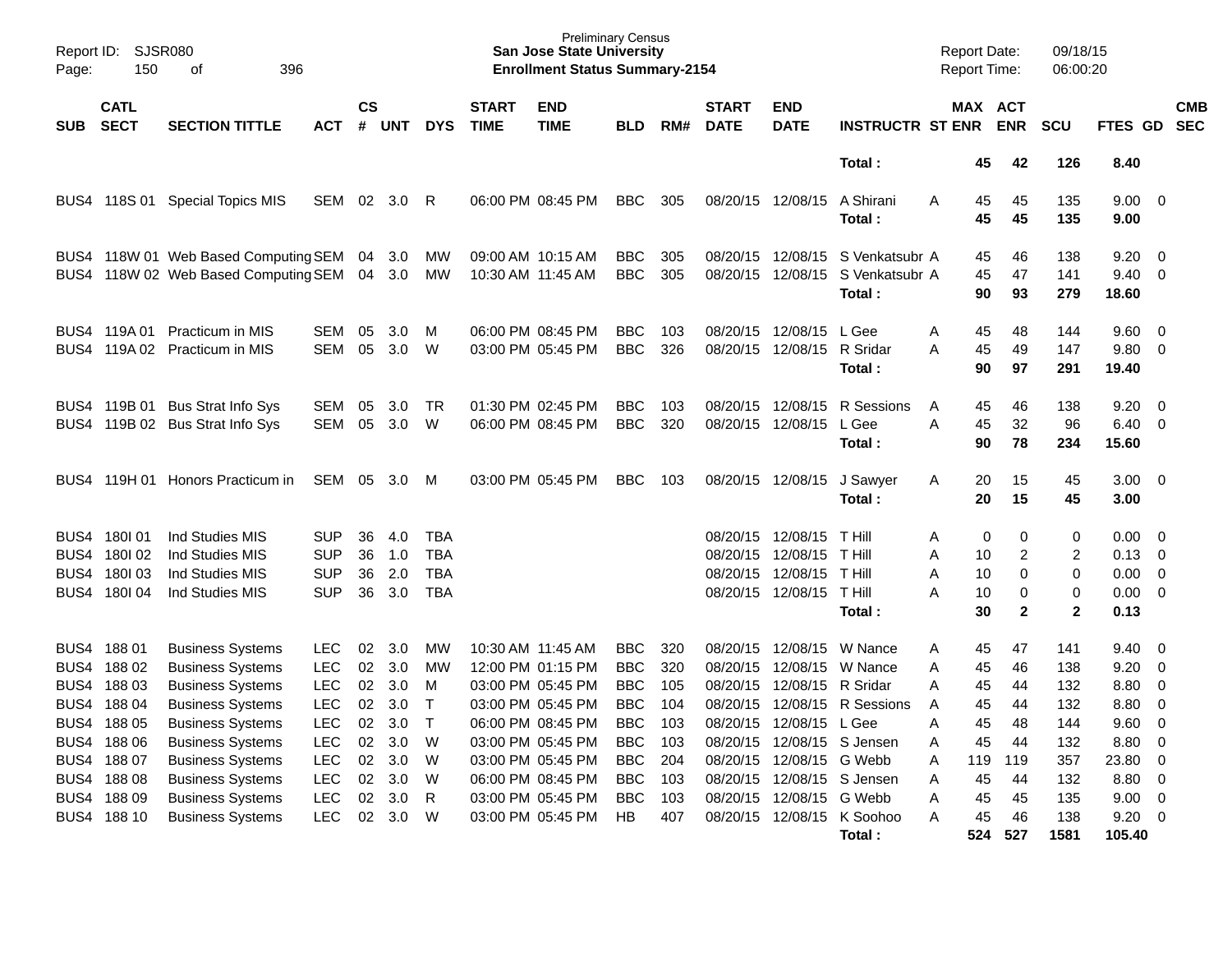Preliminary Census
**San Jose State University**
**Enrollment Status Summary-2154**

Report ID: SJSR080
Report Date: 09/18/15
Report Time: 06:00:20

| SUB | CATL SECT | SECTION TITTLE | ACT | CS # | UNT | DYS | START TIME | END TIME | BLD | RM# | START DATE | END DATE | INSTRUCTR | ST | MAX ENR | ACT ENR | SCU | FTES | GD | CMB SEC |
|---|---|---|---|---|---|---|---|---|---|---|---|---|---|---|---|---|---|---|---|---|
| | | | | | | | | | | | | | **Total :** | | **45** | **42** | **126** | **8.40** | | |
| BUS4 | 118S 01 | Special Topics MIS | SEM | 02 | 3.0 | R | 06:00 PM | 08:45 PM | BBC | 305 | 08/20/15 | 12/08/15 | A Shirani | A | 45 | 45 | 135 | 9.00 | 0 | |
| | | | | | | | | | | | | | **Total :** | | **45** | **45** | **135** | **9.00** | | |
| BUS4 | 118W 01 | Web Based Computing | SEM | 04 | 3.0 | MW | 09:00 AM | 10:15 AM | BBC | 305 | 08/20/15 | 12/08/15 | S Venkatsubr | A | 45 | 46 | 138 | 9.20 | 0 | |
| BUS4 | 118W 02 | Web Based Computing | SEM | 04 | 3.0 | MW | 10:30 AM | 11:45 AM | BBC | 305 | 08/20/15 | 12/08/15 | S Venkatsubr | A | 45 | 47 | 141 | 9.40 | 0 | |
| | | | | | | | | | | | | | **Total :** | | **90** | **93** | **279** | **18.60** | | |
| BUS4 | 119A 01 | Practicum in MIS | SEM | 05 | 3.0 | M | 06:00 PM | 08:45 PM | BBC | 103 | 08/20/15 | 12/08/15 | L Gee | A | 45 | 48 | 144 | 9.60 | 0 | |
| BUS4 | 119A 02 | Practicum in MIS | SEM | 05 | 3.0 | W | 03:00 PM | 05:45 PM | BBC | 326 | 08/20/15 | 12/08/15 | R Sridar | A | 45 | 49 | 147 | 9.80 | 0 | |
| | | | | | | | | | | | | | **Total :** | | **90** | **97** | **291** | **19.40** | | |
| BUS4 | 119B 01 | Bus Strat Info Sys | SEM | 05 | 3.0 | TR | 01:30 PM | 02:45 PM | BBC | 103 | 08/20/15 | 12/08/15 | R Sessions | A | 45 | 46 | 138 | 9.20 | 0 | |
| BUS4 | 119B 02 | Bus Strat Info Sys | SEM | 05 | 3.0 | W | 06:00 PM | 08:45 PM | BBC | 320 | 08/20/15 | 12/08/15 | L Gee | A | 45 | 32 | 96 | 6.40 | 0 | |
| | | | | | | | | | | | | | **Total :** | | **90** | **78** | **234** | **15.60** | | |
| BUS4 | 119H 01 | Honors Practicum in | SEM | 05 | 3.0 | M | 03:00 PM | 05:45 PM | BBC | 103 | 08/20/15 | 12/08/15 | J Sawyer | A | 20 | 15 | 45 | 3.00 | 0 | |
| | | | | | | | | | | | | | **Total :** | | **20** | **15** | **45** | **3.00** | | |
| BUS4 | 180I 01 | Ind Studies MIS | SUP | 36 | 4.0 | TBA | | | | | 08/20/15 | 12/08/15 | T Hill | A | 0 | 0 | 0 | 0.00 | 0 | |
| BUS4 | 180I 02 | Ind Studies MIS | SUP | 36 | 1.0 | TBA | | | | | 08/20/15 | 12/08/15 | T Hill | A | 10 | 2 | 2 | 0.13 | 0 | |
| BUS4 | 180I 03 | Ind Studies MIS | SUP | 36 | 2.0 | TBA | | | | | 08/20/15 | 12/08/15 | T Hill | A | 10 | 0 | 0 | 0.00 | 0 | |
| BUS4 | 180I 04 | Ind Studies MIS | SUP | 36 | 3.0 | TBA | | | | | 08/20/15 | 12/08/15 | T Hill | A | 10 | 0 | 0 | 0.00 | 0 | |
| | | | | | | | | | | | | | **Total :** | | **30** | **2** | **2** | **0.13** | | |
| BUS4 | 188 01 | Business Systems | LEC | 02 | 3.0 | MW | 10:30 AM | 11:45 AM | BBC | 320 | 08/20/15 | 12/08/15 | W Nance | A | 45 | 47 | 141 | 9.40 | 0 | |
| BUS4 | 188 02 | Business Systems | LEC | 02 | 3.0 | MW | 12:00 PM | 01:15 PM | BBC | 320 | 08/20/15 | 12/08/15 | W Nance | A | 45 | 46 | 138 | 9.20 | 0 | |
| BUS4 | 188 03 | Business Systems | LEC | 02 | 3.0 | M | 03:00 PM | 05:45 PM | BBC | 105 | 08/20/15 | 12/08/15 | R Sridar | A | 45 | 44 | 132 | 8.80 | 0 | |
| BUS4 | 188 04 | Business Systems | LEC | 02 | 3.0 | T | 03:00 PM | 05:45 PM | BBC | 104 | 08/20/15 | 12/08/15 | R Sessions | A | 45 | 44 | 132 | 8.80 | 0 | |
| BUS4 | 188 05 | Business Systems | LEC | 02 | 3.0 | T | 06:00 PM | 08:45 PM | BBC | 103 | 08/20/15 | 12/08/15 | L Gee | A | 45 | 48 | 144 | 9.60 | 0 | |
| BUS4 | 188 06 | Business Systems | LEC | 02 | 3.0 | W | 03:00 PM | 05:45 PM | BBC | 103 | 08/20/15 | 12/08/15 | S Jensen | A | 45 | 44 | 132 | 8.80 | 0 | |
| BUS4 | 188 07 | Business Systems | LEC | 02 | 3.0 | W | 03:00 PM | 05:45 PM | BBC | 204 | 08/20/15 | 12/08/15 | G Webb | A | 119 | 119 | 357 | 23.80 | 0 | |
| BUS4 | 188 08 | Business Systems | LEC | 02 | 3.0 | W | 06:00 PM | 08:45 PM | BBC | 103 | 08/20/15 | 12/08/15 | S Jensen | A | 45 | 44 | 132 | 8.80 | 0 | |
| BUS4 | 188 09 | Business Systems | LEC | 02 | 3.0 | R | 03:00 PM | 05:45 PM | BBC | 103 | 08/20/15 | 12/08/15 | G Webb | A | 45 | 45 | 135 | 9.00 | 0 | |
| BUS4 | 188 10 | Business Systems | LEC | 02 | 3.0 | W | 03:00 PM | 05:45 PM | HB | 407 | 08/20/15 | 12/08/15 | K Soohoo | A | 45 | 46 | 138 | 9.20 | 0 | |
| | | | | | | | | | | | | | **Total :** | | **524** | **527** | **1581** | **105.40** | | |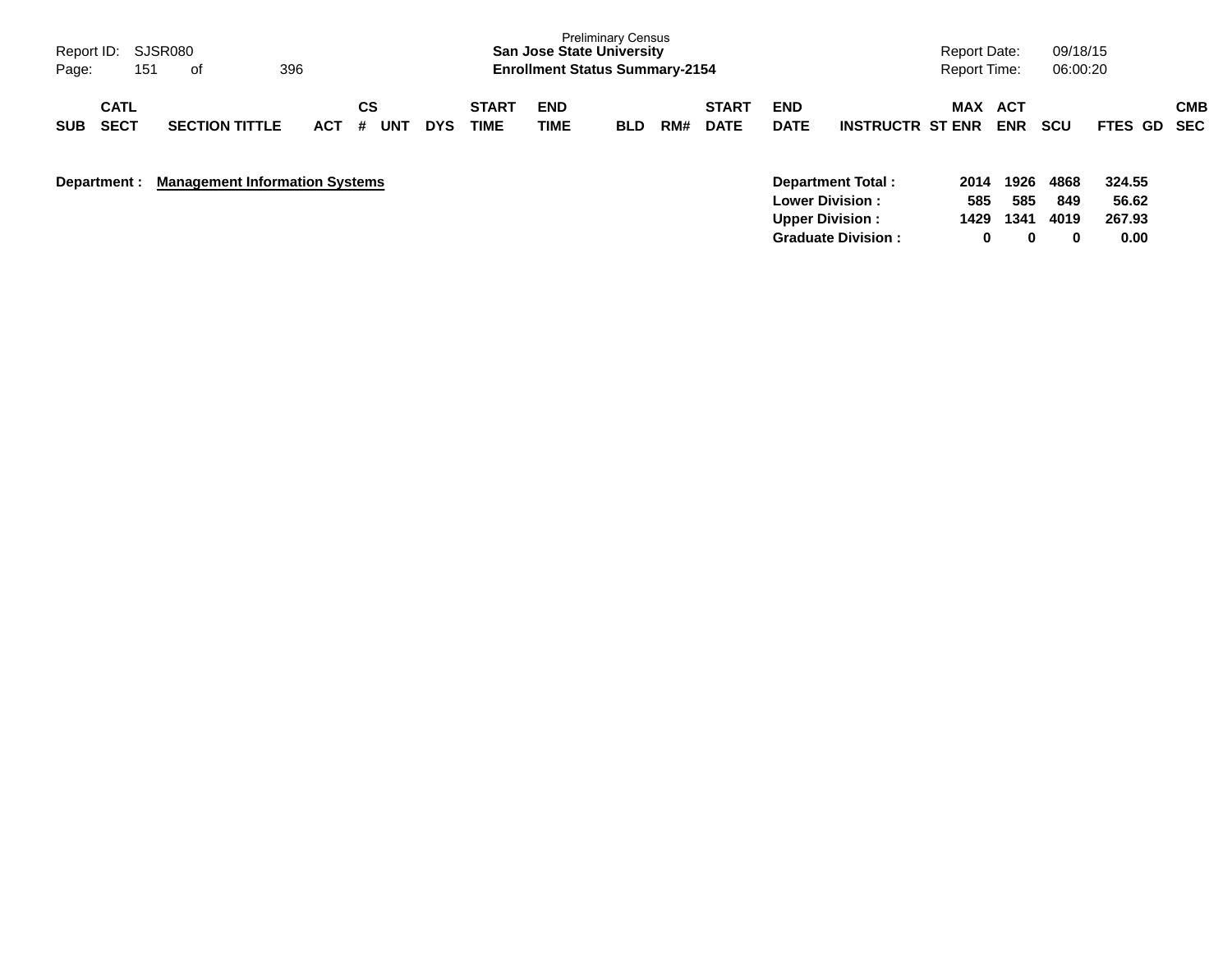Preliminary Census

**San Jose State University**

**Enrollment Status Summary-2154**

Report ID: SJSR080

Report Date: 09/18/15

Report Time: 06:00:20

| SUB | CATL SECT | SECTION TITTLE | ACT | CS # | UNT | DYS | START TIME | END TIME | BLD | RM# | START DATE | END DATE | INSTRUCTR | MAX ST ENR | ACT ENR | SCU | FTES | GD | CMB SEC |
|---|---|---|---|---|---|---|---|---|---|---|---|---|---|---|---|---|---|---|---|

**Department : Management Information Systems**

| | MAX ST ENR | ACT ENR | SCU | FTES |
|---|---|---|---|---|
| **Department Total :** | **2014** | **1926** | **4868** | **324.55** |
| **Lower Division :** | **585** | **585** | **849** | **56.62** |
| **Upper Division :** | **1429** | **1341** | **4019** | **267.93** |
| **Graduate Division :** | **0** | **0** | **0** | **0.00** |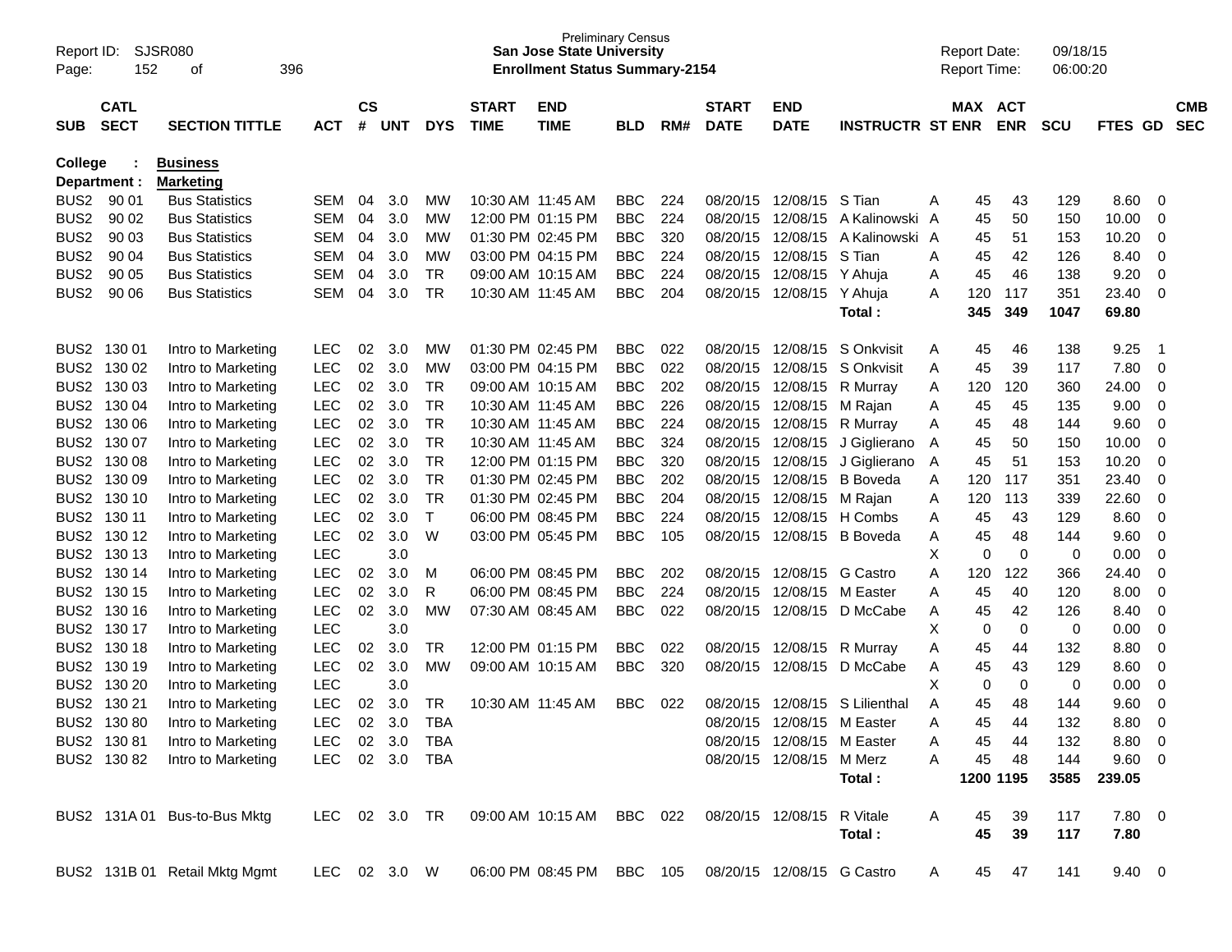Preliminary Census
**San Jose State University**
**Enrollment Status Summary-2154**

Report ID: SJSR080
Report Date: 09/18/15
Report Time: 06:00:20

**College : Business**
**Department : Marketing**

| SUB | CATL SECT | SECTION TITTLE | ACT | CS # | UNT | DYS | START TIME | END TIME | BLD | RM# | START DATE | END DATE | INSTRUCTR | ST | MAX ENR | ACT ENR | SCU | FTES | GD | CMB SEC |
|---|---|---|---|---|---|---|---|---|---|---|---|---|---|---|---|---|---|---|---|---|
| BUS2 | 90 01 | Bus Statistics | SEM | 04 | 3.0 | MW | 10:30 AM | 11:45 AM | BBC | 224 | 08/20/15 | 12/08/15 | S Tian | A | 45 | 43 | 129 | 8.60 | 0 | |
| BUS2 | 90 02 | Bus Statistics | SEM | 04 | 3.0 | MW | 12:00 PM | 01:15 PM | BBC | 224 | 08/20/15 | 12/08/15 | A Kalinowski | A | 45 | 50 | 150 | 10.00 | 0 | |
| BUS2 | 90 03 | Bus Statistics | SEM | 04 | 3.0 | MW | 01:30 PM | 02:45 PM | BBC | 320 | 08/20/15 | 12/08/15 | A Kalinowski | A | 45 | 51 | 153 | 10.20 | 0 | |
| BUS2 | 90 04 | Bus Statistics | SEM | 04 | 3.0 | MW | 03:00 PM | 04:15 PM | BBC | 224 | 08/20/15 | 12/08/15 | S Tian | A | 45 | 42 | 126 | 8.40 | 0 | |
| BUS2 | 90 05 | Bus Statistics | SEM | 04 | 3.0 | TR | 09:00 AM | 10:15 AM | BBC | 224 | 08/20/15 | 12/08/15 | Y Ahuja | A | 45 | 46 | 138 | 9.20 | 0 | |
| BUS2 | 90 06 | Bus Statistics | SEM | 04 | 3.0 | TR | 10:30 AM | 11:45 AM | BBC | 204 | 08/20/15 | 12/08/15 | Y Ahuja | A | 120 | 117 | 351 | 23.40 | 0 | |
| | | | | | | | | | | | | | **Total :** | | **345** | **349** | **1047** | **69.80** | | |
| BUS2 | 130 01 | Intro to Marketing | LEC | 02 | 3.0 | MW | 01:30 PM | 02:45 PM | BBC | 022 | 08/20/15 | 12/08/15 | S Onkvisit | A | 45 | 46 | 138 | 9.25 | 1 | |
| BUS2 | 130 02 | Intro to Marketing | LEC | 02 | 3.0 | MW | 03:00 PM | 04:15 PM | BBC | 022 | 08/20/15 | 12/08/15 | S Onkvisit | A | 45 | 39 | 117 | 7.80 | 0 | |
| BUS2 | 130 03 | Intro to Marketing | LEC | 02 | 3.0 | TR | 09:00 AM | 10:15 AM | BBC | 202 | 08/20/15 | 12/08/15 | R Murray | A | 120 | 120 | 360 | 24.00 | 0 | |
| BUS2 | 130 04 | Intro to Marketing | LEC | 02 | 3.0 | TR | 10:30 AM | 11:45 AM | BBC | 226 | 08/20/15 | 12/08/15 | M Rajan | A | 45 | 45 | 135 | 9.00 | 0 | |
| BUS2 | 130 06 | Intro to Marketing | LEC | 02 | 3.0 | TR | 10:30 AM | 11:45 AM | BBC | 224 | 08/20/15 | 12/08/15 | R Murray | A | 45 | 48 | 144 | 9.60 | 0 | |
| BUS2 | 130 07 | Intro to Marketing | LEC | 02 | 3.0 | TR | 10:30 AM | 11:45 AM | BBC | 324 | 08/20/15 | 12/08/15 | J Giglierano | A | 45 | 50 | 150 | 10.00 | 0 | |
| BUS2 | 130 08 | Intro to Marketing | LEC | 02 | 3.0 | TR | 12:00 PM | 01:15 PM | BBC | 320 | 08/20/15 | 12/08/15 | J Giglierano | A | 45 | 51 | 153 | 10.20 | 0 | |
| BUS2 | 130 09 | Intro to Marketing | LEC | 02 | 3.0 | TR | 01:30 PM | 02:45 PM | BBC | 202 | 08/20/15 | 12/08/15 | B Boveda | A | 120 | 117 | 351 | 23.40 | 0 | |
| BUS2 | 130 10 | Intro to Marketing | LEC | 02 | 3.0 | TR | 01:30 PM | 02:45 PM | BBC | 204 | 08/20/15 | 12/08/15 | M Rajan | A | 120 | 113 | 339 | 22.60 | 0 | |
| BUS2 | 130 11 | Intro to Marketing | LEC | 02 | 3.0 | T | 06:00 PM | 08:45 PM | BBC | 224 | 08/20/15 | 12/08/15 | H Combs | A | 45 | 43 | 129 | 8.60 | 0 | |
| BUS2 | 130 12 | Intro to Marketing | LEC | 02 | 3.0 | W | 03:00 PM | 05:45 PM | BBC | 105 | 08/20/15 | 12/08/15 | B Boveda | A | 45 | 48 | 144 | 9.60 | 0 | |
| BUS2 | 130 13 | Intro to Marketing | LEC | | 3.0 | | | | | | | | | X | 0 | 0 | 0 | 0.00 | 0 | |
| BUS2 | 130 14 | Intro to Marketing | LEC | 02 | 3.0 | M | 06:00 PM | 08:45 PM | BBC | 202 | 08/20/15 | 12/08/15 | G Castro | A | 120 | 122 | 366 | 24.40 | 0 | |
| BUS2 | 130 15 | Intro to Marketing | LEC | 02 | 3.0 | R | 06:00 PM | 08:45 PM | BBC | 224 | 08/20/15 | 12/08/15 | M Easter | A | 45 | 40 | 120 | 8.00 | 0 | |
| BUS2 | 130 16 | Intro to Marketing | LEC | 02 | 3.0 | MW | 07:30 AM | 08:45 AM | BBC | 022 | 08/20/15 | 12/08/15 | D McCabe | A | 45 | 42 | 126 | 8.40 | 0 | |
| BUS2 | 130 17 | Intro to Marketing | LEC | | 3.0 | | | | | | | | | X | 0 | 0 | 0 | 0.00 | 0 | |
| BUS2 | 130 18 | Intro to Marketing | LEC | 02 | 3.0 | TR | 12:00 PM | 01:15 PM | BBC | 022 | 08/20/15 | 12/08/15 | R Murray | A | 45 | 44 | 132 | 8.80 | 0 | |
| BUS2 | 130 19 | Intro to Marketing | LEC | 02 | 3.0 | MW | 09:00 AM | 10:15 AM | BBC | 320 | 08/20/15 | 12/08/15 | D McCabe | A | 45 | 43 | 129 | 8.60 | 0 | |
| BUS2 | 130 20 | Intro to Marketing | LEC | | 3.0 | | | | | | | | | X | 0 | 0 | 0 | 0.00 | 0 | |
| BUS2 | 130 21 | Intro to Marketing | LEC | 02 | 3.0 | TR | 10:30 AM | 11:45 AM | BBC | 022 | 08/20/15 | 12/08/15 | S Lilienthal | A | 45 | 48 | 144 | 9.60 | 0 | |
| BUS2 | 130 80 | Intro to Marketing | LEC | 02 | 3.0 | TBA | | | | | 08/20/15 | 12/08/15 | M Easter | A | 45 | 44 | 132 | 8.80 | 0 | |
| BUS2 | 130 81 | Intro to Marketing | LEC | 02 | 3.0 | TBA | | | | | 08/20/15 | 12/08/15 | M Easter | A | 45 | 44 | 132 | 8.80 | 0 | |
| BUS2 | 130 82 | Intro to Marketing | LEC | 02 | 3.0 | TBA | | | | | 08/20/15 | 12/08/15 | M Merz | A | 45 | 48 | 144 | 9.60 | 0 | |
| | | | | | | | | | | | | | **Total :** | | **1200** | **1195** | **3585** | **239.05** | | |
| BUS2 | 131A 01 | Bus-to-Bus Mktg | LEC | 02 | 3.0 | TR | 09:00 AM | 10:15 AM | BBC | 022 | 08/20/15 | 12/08/15 | R Vitale | A | 45 | 39 | 117 | 7.80 | 0 | |
| | | | | | | | | | | | | | **Total :** | | **45** | **39** | **117** | **7.80** | | |
| BUS2 | 131B 01 | Retail Mktg Mgmt | LEC | 02 | 3.0 | W | 06:00 PM | 08:45 PM | BBC | 105 | 08/20/15 | 12/08/15 | G Castro | A | 45 | 47 | 141 | 9.40 | 0 | |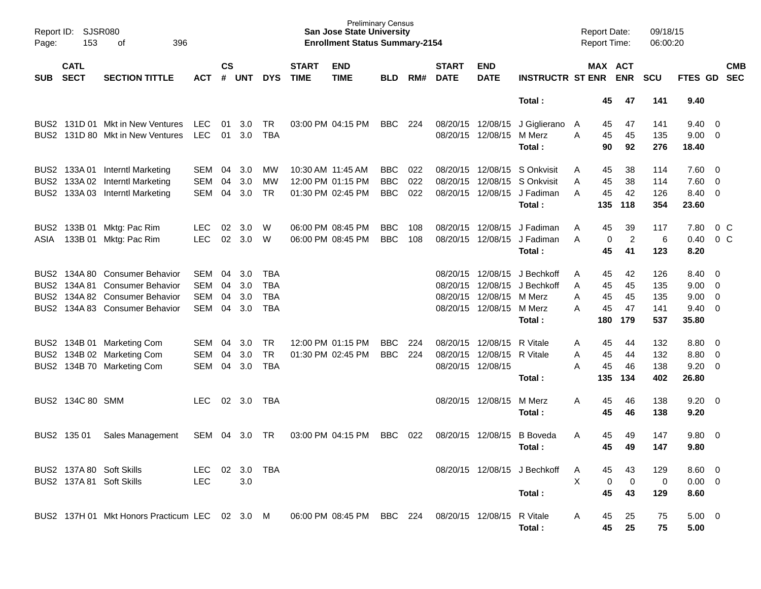| SUB | CATL SECT | SECTION TITTLE | ACT | CS # | UNT | DYS | START TIME | END TIME | BLD | RM# | START DATE | END DATE | INSTRUCTR | ST | MAX ENR | ACT ENR | SCU | FTES | GD | CMB SEC |
|---|---|---|---|---|---|---|---|---|---|---|---|---|---|---|---|---|---|---|---|---|
| | | | | | | | | | | | | | **Total :** | | **45** | **47** | **141** | **9.40** | | |
| BUS2 | 131D 01 | Mkt in New Ventures | LEC | 01 | 3.0 | TR | 03:00 PM | 04:15 PM | BBC | 224 | 08/20/15 | 12/08/15 | J Giglierano | A | 45 | 47 | 141 | 9.40 | 0 | |
| BUS2 | 131D 80 | Mkt in New Ventures | LEC | 01 | 3.0 | TBA | | | | | 08/20/15 | 12/08/15 | M Merz | A | 45 | 45 | 135 | 9.00 | 0 | |
| | | | | | | | | | | | | | **Total :** | | **90** | **92** | **276** | **18.40** | | |
| BUS2 | 133A 01 | Interntl Marketing | SEM | 04 | 3.0 | MW | 10:30 AM | 11:45 AM | BBC | 022 | 08/20/15 | 12/08/15 | S Onkvisit | A | 45 | 38 | 114 | 7.60 | 0 | |
| BUS2 | 133A 02 | Interntl Marketing | SEM | 04 | 3.0 | MW | 12:00 PM | 01:15 PM | BBC | 022 | 08/20/15 | 12/08/15 | S Onkvisit | A | 45 | 38 | 114 | 7.60 | 0 | |
| BUS2 | 133A 03 | Interntl Marketing | SEM | 04 | 3.0 | TR | 01:30 PM | 02:45 PM | BBC | 022 | 08/20/15 | 12/08/15 | J Fadiman | A | 45 | 42 | 126 | 8.40 | 0 | |
| | | | | | | | | | | | | | **Total :** | | **135** | **118** | **354** | **23.60** | | |
| BUS2 | 133B 01 | Mktg: Pac Rim | LEC | 02 | 3.0 | W | 06:00 PM | 08:45 PM | BBC | 108 | 08/20/15 | 12/08/15 | J Fadiman | A | 45 | 39 | 117 | 7.80 | 0 | C |
| ASIA | 133B 01 | Mktg: Pac Rim | LEC | 02 | 3.0 | W | 06:00 PM | 08:45 PM | BBC | 108 | 08/20/15 | 12/08/15 | J Fadiman | A | 0 | 2 | 6 | 0.40 | 0 | C |
| | | | | | | | | | | | | | **Total :** | | **45** | **41** | **123** | **8.20** | | |
| BUS2 | 134A 80 | Consumer Behavior | SEM | 04 | 3.0 | TBA | | | | | 08/20/15 | 12/08/15 | J Bechkoff | A | 45 | 42 | 126 | 8.40 | 0 | |
| BUS2 | 134A 81 | Consumer Behavior | SEM | 04 | 3.0 | TBA | | | | | 08/20/15 | 12/08/15 | J Bechkoff | A | 45 | 45 | 135 | 9.00 | 0 | |
| BUS2 | 134A 82 | Consumer Behavior | SEM | 04 | 3.0 | TBA | | | | | 08/20/15 | 12/08/15 | M Merz | A | 45 | 45 | 135 | 9.00 | 0 | |
| BUS2 | 134A 83 | Consumer Behavior | SEM | 04 | 3.0 | TBA | | | | | 08/20/15 | 12/08/15 | M Merz | A | 45 | 47 | 141 | 9.40 | 0 | |
| | | | | | | | | | | | | | **Total :** | | **180** | **179** | **537** | **35.80** | | |
| BUS2 | 134B 01 | Marketing Com | SEM | 04 | 3.0 | TR | 12:00 PM | 01:15 PM | BBC | 224 | 08/20/15 | 12/08/15 | R Vitale | A | 45 | 44 | 132 | 8.80 | 0 | |
| BUS2 | 134B 02 | Marketing Com | SEM | 04 | 3.0 | TR | 01:30 PM | 02:45 PM | BBC | 224 | 08/20/15 | 12/08/15 | R Vitale | A | 45 | 44 | 132 | 8.80 | 0 | |
| BUS2 | 134B 70 | Marketing Com | SEM | 04 | 3.0 | TBA | | | | | 08/20/15 | 12/08/15 | | A | 45 | 46 | 138 | 9.20 | 0 | |
| | | | | | | | | | | | | | **Total :** | | **135** | **134** | **402** | **26.80** | | |
| BUS2 | 134C 80 | SMM | LEC | 02 | 3.0 | TBA | | | | | 08/20/15 | 12/08/15 | M Merz | A | 45 | 46 | 138 | 9.20 | 0 | |
| | | | | | | | | | | | | | **Total :** | | **45** | **46** | **138** | **9.20** | | |
| BUS2 | 135 01 | Sales Management | SEM | 04 | 3.0 | TR | 03:00 PM | 04:15 PM | BBC | 022 | 08/20/15 | 12/08/15 | B Boveda | A | 45 | 49 | 147 | 9.80 | 0 | |
| | | | | | | | | | | | | | **Total :** | | **45** | **49** | **147** | **9.80** | | |
| BUS2 | 137A 80 | Soft Skills | LEC | 02 | 3.0 | TBA | | | | | 08/20/15 | 12/08/15 | J Bechkoff | A | 45 | 43 | 129 | 8.60 | 0 | |
| BUS2 | 137A 81 | Soft Skills | LEC | | 3.0 | | | | | | | | | X | 0 | 0 | 0 | 0.00 | 0 | |
| | | | | | | | | | | | | | **Total :** | | **45** | **43** | **129** | **8.60** | | |
| BUS2 | 137H 01 | Mkt Honors Practicum | LEC | 02 | 3.0 | M | 06:00 PM | 08:45 PM | BBC | 224 | 08/20/15 | 12/08/15 | R Vitale | A | 45 | 25 | 75 | 5.00 | 0 | |
| | | | | | | | | | | | | | **Total :** | | **45** | **25** | **75** | **5.00** | | |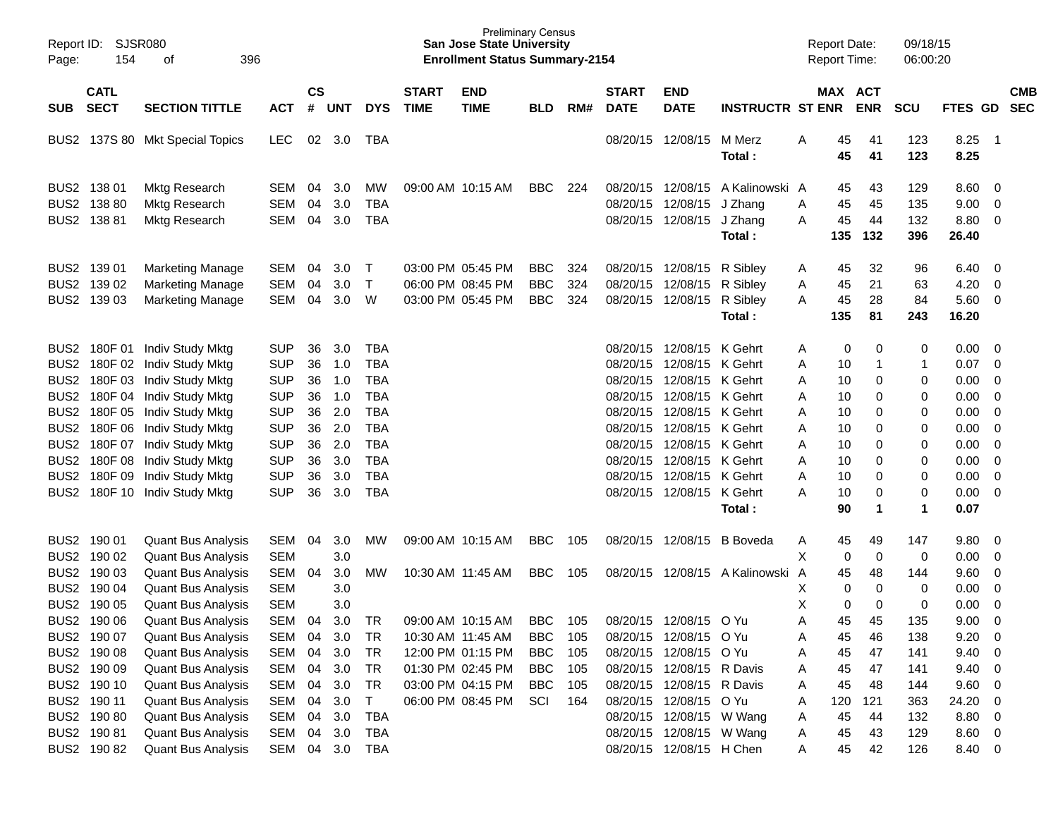Report ID: SJSR080 | Preliminary Census | San Jose State University | Enrollment Status Summary-2154 | Report Date: 09/18/15 | Report Time: 06:00:20

| SUB | CATL SECT | SECTION TITTLE | ACT | CS # | UNT | DYS | START TIME | END TIME | BLD | RM# | START DATE | END DATE | INSTRUCTR | ST | MAX ENR | ACT ENR | SCU | FTES | GD | CMB SEC |
|---|---|---|---|---|---|---|---|---|---|---|---|---|---|---|---|---|---|---|---|---|
| BUS2 | 137S 80 | Mkt Special Topics | LEC | 02 | 3.0 | TBA | | | | | 08/20/15 | 12/08/15 | M Merz | A | 45 | 41 | 123 | 8.25 | 1 | |
| | | | | | | | | | | | | | **Total :** | | **45** | **41** | **123** | **8.25** | | |
| BUS2 | 138 01 | Mktg Research | SEM | 04 | 3.0 | MW | 09:00 AM | 10:15 AM | BBC | 224 | 08/20/15 | 12/08/15 | A Kalinowski | A | 45 | 43 | 129 | 8.60 | 0 | |
| BUS2 | 138 80 | Mktg Research | SEM | 04 | 3.0 | TBA | | | | | 08/20/15 | 12/08/15 | J Zhang | A | 45 | 45 | 135 | 9.00 | 0 | |
| BUS2 | 138 81 | Mktg Research | SEM | 04 | 3.0 | TBA | | | | | 08/20/15 | 12/08/15 | J Zhang | A | 45 | 44 | 132 | 8.80 | 0 | |
| | | | | | | | | | | | | | **Total :** | | **135** | **132** | **396** | **26.40** | | |
| BUS2 | 139 01 | Marketing Manage | SEM | 04 | 3.0 | T | 03:00 PM | 05:45 PM | BBC | 324 | 08/20/15 | 12/08/15 | R Sibley | A | 45 | 32 | 96 | 6.40 | 0 | |
| BUS2 | 139 02 | Marketing Manage | SEM | 04 | 3.0 | T | 06:00 PM | 08:45 PM | BBC | 324 | 08/20/15 | 12/08/15 | R Sibley | A | 45 | 21 | 63 | 4.20 | 0 | |
| BUS2 | 139 03 | Marketing Manage | SEM | 04 | 3.0 | W | 03:00 PM | 05:45 PM | BBC | 324 | 08/20/15 | 12/08/15 | R Sibley | A | 45 | 28 | 84 | 5.60 | 0 | |
| | | | | | | | | | | | | | **Total :** | | **135** | **81** | **243** | **16.20** | | |
| BUS2 | 180F 01 | Indiv Study Mktg | SUP | 36 | 3.0 | TBA | | | | | 08/20/15 | 12/08/15 | K Gehrt | A | 0 | 0 | 0 | 0.00 | 0 | |
| BUS2 | 180F 02 | Indiv Study Mktg | SUP | 36 | 1.0 | TBA | | | | | 08/20/15 | 12/08/15 | K Gehrt | A | 10 | 1 | 1 | 0.07 | 0 | |
| BUS2 | 180F 03 | Indiv Study Mktg | SUP | 36 | 1.0 | TBA | | | | | 08/20/15 | 12/08/15 | K Gehrt | A | 10 | 0 | 0 | 0.00 | 0 | |
| BUS2 | 180F 04 | Indiv Study Mktg | SUP | 36 | 1.0 | TBA | | | | | 08/20/15 | 12/08/15 | K Gehrt | A | 10 | 0 | 0 | 0.00 | 0 | |
| BUS2 | 180F 05 | Indiv Study Mktg | SUP | 36 | 2.0 | TBA | | | | | 08/20/15 | 12/08/15 | K Gehrt | A | 10 | 0 | 0 | 0.00 | 0 | |
| BUS2 | 180F 06 | Indiv Study Mktg | SUP | 36 | 2.0 | TBA | | | | | 08/20/15 | 12/08/15 | K Gehrt | A | 10 | 0 | 0 | 0.00 | 0 | |
| BUS2 | 180F 07 | Indiv Study Mktg | SUP | 36 | 2.0 | TBA | | | | | 08/20/15 | 12/08/15 | K Gehrt | A | 10 | 0 | 0 | 0.00 | 0 | |
| BUS2 | 180F 08 | Indiv Study Mktg | SUP | 36 | 3.0 | TBA | | | | | 08/20/15 | 12/08/15 | K Gehrt | A | 10 | 0 | 0 | 0.00 | 0 | |
| BUS2 | 180F 09 | Indiv Study Mktg | SUP | 36 | 3.0 | TBA | | | | | 08/20/15 | 12/08/15 | K Gehrt | A | 10 | 0 | 0 | 0.00 | 0 | |
| BUS2 | 180F 10 | Indiv Study Mktg | SUP | 36 | 3.0 | TBA | | | | | 08/20/15 | 12/08/15 | K Gehrt | A | 10 | 0 | 0 | 0.00 | 0 | |
| | | | | | | | | | | | | | **Total :** | | **90** | **1** | **1** | **0.07** | | |
| BUS2 | 190 01 | Quant Bus Analysis | SEM | 04 | 3.0 | MW | 09:00 AM | 10:15 AM | BBC | 105 | 08/20/15 | 12/08/15 | B Boveda | A | 45 | 49 | 147 | 9.80 | 0 | |
| BUS2 | 190 02 | Quant Bus Analysis | SEM | | 3.0 | | | | | | | | | X | 0 | 0 | 0 | 0.00 | 0 | |
| BUS2 | 190 03 | Quant Bus Analysis | SEM | 04 | 3.0 | MW | 10:30 AM | 11:45 AM | BBC | 105 | 08/20/15 | 12/08/15 | A Kalinowski | A | 45 | 48 | 144 | 9.60 | 0 | |
| BUS2 | 190 04 | Quant Bus Analysis | SEM | | 3.0 | | | | | | | | | X | 0 | 0 | 0 | 0.00 | 0 | |
| BUS2 | 190 05 | Quant Bus Analysis | SEM | | 3.0 | | | | | | | | | X | 0 | 0 | 0 | 0.00 | 0 | |
| BUS2 | 190 06 | Quant Bus Analysis | SEM | 04 | 3.0 | TR | 09:00 AM | 10:15 AM | BBC | 105 | 08/20/15 | 12/08/15 | O Yu | A | 45 | 45 | 135 | 9.00 | 0 | |
| BUS2 | 190 07 | Quant Bus Analysis | SEM | 04 | 3.0 | TR | 10:30 AM | 11:45 AM | BBC | 105 | 08/20/15 | 12/08/15 | O Yu | A | 45 | 46 | 138 | 9.20 | 0 | |
| BUS2 | 190 08 | Quant Bus Analysis | SEM | 04 | 3.0 | TR | 12:00 PM | 01:15 PM | BBC | 105 | 08/20/15 | 12/08/15 | O Yu | A | 45 | 47 | 141 | 9.40 | 0 | |
| BUS2 | 190 09 | Quant Bus Analysis | SEM | 04 | 3.0 | TR | 01:30 PM | 02:45 PM | BBC | 105 | 08/20/15 | 12/08/15 | R Davis | A | 45 | 47 | 141 | 9.40 | 0 | |
| BUS2 | 190 10 | Quant Bus Analysis | SEM | 04 | 3.0 | TR | 03:00 PM | 04:15 PM | BBC | 105 | 08/20/15 | 12/08/15 | R Davis | A | 45 | 48 | 144 | 9.60 | 0 | |
| BUS2 | 190 11 | Quant Bus Analysis | SEM | 04 | 3.0 | T | 06:00 PM | 08:45 PM | SCI | 164 | 08/20/15 | 12/08/15 | O Yu | A | 120 | 121 | 363 | 24.20 | 0 | |
| BUS2 | 190 80 | Quant Bus Analysis | SEM | 04 | 3.0 | TBA | | | | | 08/20/15 | 12/08/15 | W Wang | A | 45 | 44 | 132 | 8.80 | 0 | |
| BUS2 | 190 81 | Quant Bus Analysis | SEM | 04 | 3.0 | TBA | | | | | 08/20/15 | 12/08/15 | W Wang | A | 45 | 43 | 129 | 8.60 | 0 | |
| BUS2 | 190 82 | Quant Bus Analysis | SEM | 04 | 3.0 | TBA | | | | | 08/20/15 | 12/08/15 | H Chen | A | 45 | 42 | 126 | 8.40 | 0 | |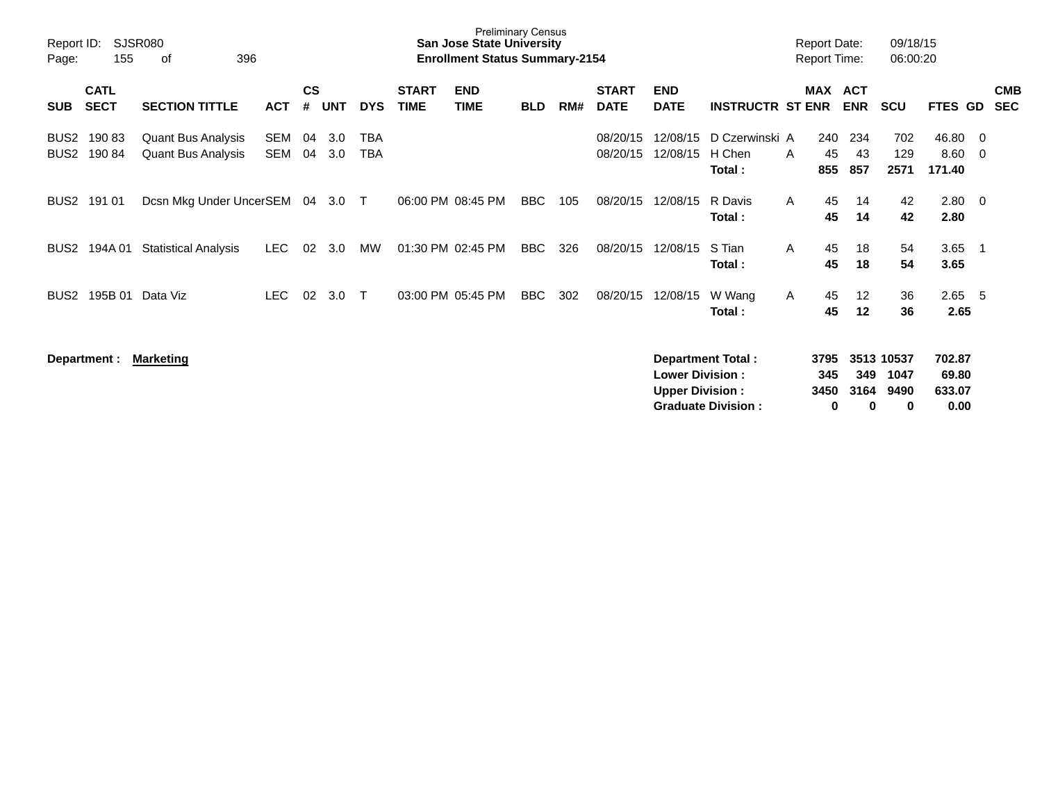Preliminary Census

**San Jose State University**

**Enrollment Status Summary-2154**

Report ID: SJSR080

Report Date: 09/18/15

Report Time: 06:00:20

| SUB | CATL SECT | SECTION TITTLE | ACT | CS # | UNT | DYS | START TIME | END TIME | BLD | RM# | START DATE | END DATE | INSTRUCTR | ST | MAX ENR | ACT ENR | SCU | FTES | GD | CMB SEC |
|---|---|---|---|---|---|---|---|---|---|---|---|---|---|---|---|---|---|---|---|---|
| BUS2 | 190 83 | Quant Bus Analysis | SEM | 04 | 3.0 | TBA | | | | | 08/20/15 | 12/08/15 | D Czerwinski | A | 240 | 234 | 702 | 46.80 | 0 | |
| BUS2 | 190 84 | Quant Bus Analysis | SEM | 04 | 3.0 | TBA | | | | | 08/20/15 | 12/08/15 | H Chen | A | 45 | 43 | 129 | 8.60 | 0 | |
| | | | | | | | | | | | | | **Total :** | | **855** | **857** | **2571** | **171.40** | | |
| BUS2 | 191 01 | Dcsn Mkg Under Uncer | SEM | 04 | 3.0 | T | 06:00 PM | 08:45 PM | BBC | 105 | 08/20/15 | 12/08/15 | R Davis | A | 45 | 14 | 42 | 2.80 | 0 | |
| | | | | | | | | | | | | | **Total :** | | **45** | **14** | **42** | **2.80** | | |
| BUS2 | 194A 01 | Statistical Analysis | LEC | 02 | 3.0 | MW | 01:30 PM | 02:45 PM | BBC | 326 | 08/20/15 | 12/08/15 | S Tian | A | 45 | 18 | 54 | 3.65 | 1 | |
| | | | | | | | | | | | | | **Total :** | | **45** | **18** | **54** | **3.65** | | |
| BUS2 | 195B 01 | Data Viz | LEC | 02 | 3.0 | T | 03:00 PM | 05:45 PM | BBC | 302 | 08/20/15 | 12/08/15 | W Wang | A | 45 | 12 | 36 | 2.65 | 5 | |
| | | | | | | | | | | | | | **Total :** | | **45** | **12** | **36** | **2.65** | | |

**Department : Marketing**

| | MAX ENR | ACT ENR | SCU | FTES |
|---|---|---|---|---|
| **Department Total :** | **3795** | **3513** | **10537** | **702.87** |
| **Lower Division :** | **345** | **349** | **1047** | **69.80** |
| **Upper Division :** | **3450** | **3164** | **9490** | **633.07** |
| **Graduate Division :** | **0** | **0** | **0** | **0.00** |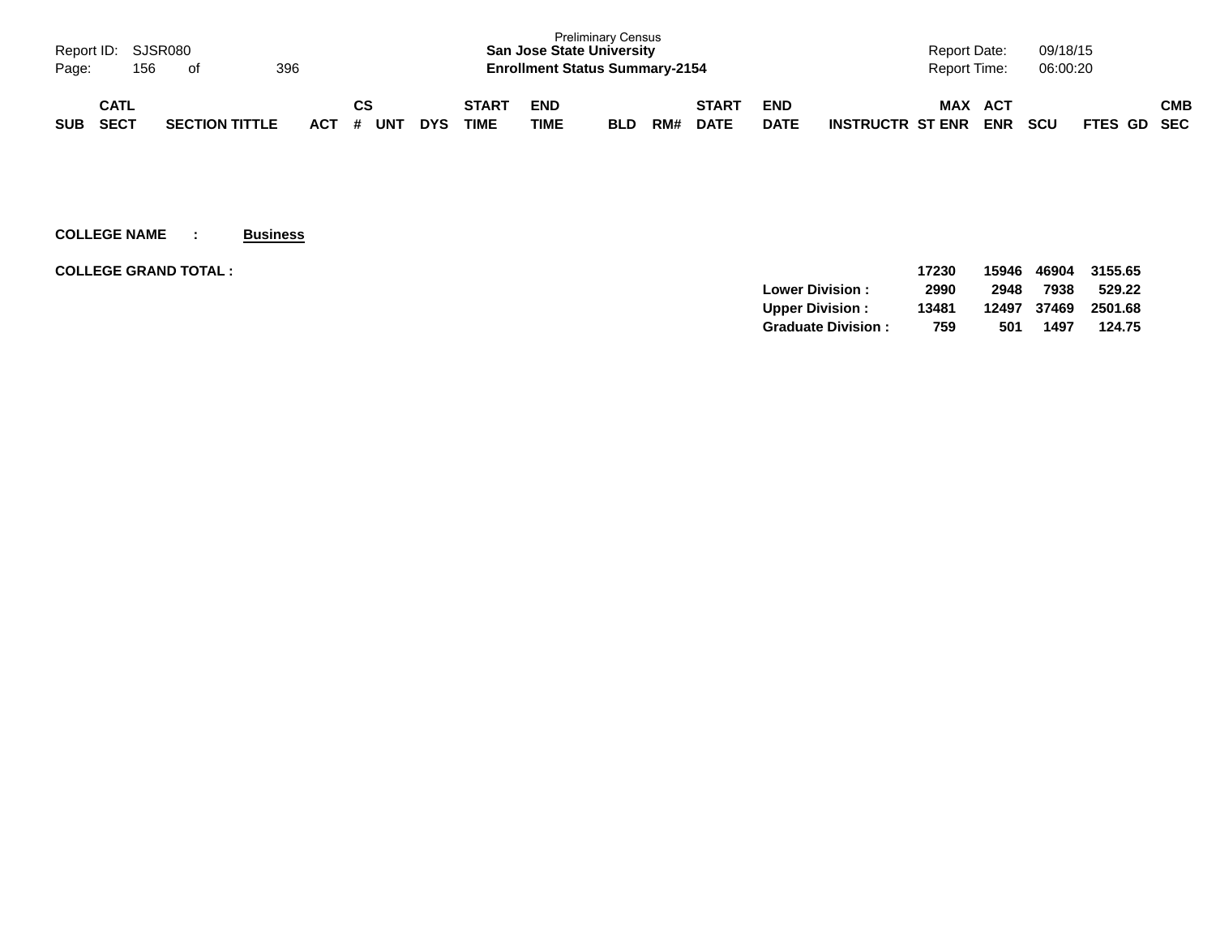| SUB | CATL SECT | SECTION TITTLE | ACT | CS # | UNT | DYS | START TIME | END TIME | BLD | RM# | START DATE | END DATE | INSTRUCTR | MAX ST ENR | ACT ENR | SCU | FTES | GD | CMB SEC |
|---|---|---|---|---|---|---|---|---|---|---|---|---|---|---|---|---|---|---|---|

**COLLEGE NAME : Business**

| | | | | | |
|---|---|---|---|---|---|
| **COLLEGE GRAND TOTAL :** | | **17230** | **15946** | **46904** | **3155.65** |
| | **Lower Division :** | **2990** | **2948** | **7938** | **529.22** |
| | **Upper Division :** | **13481** | **12497** | **37469** | **2501.68** |
| | **Graduate Division :** | **759** | **501** | **1497** | **124.75** |